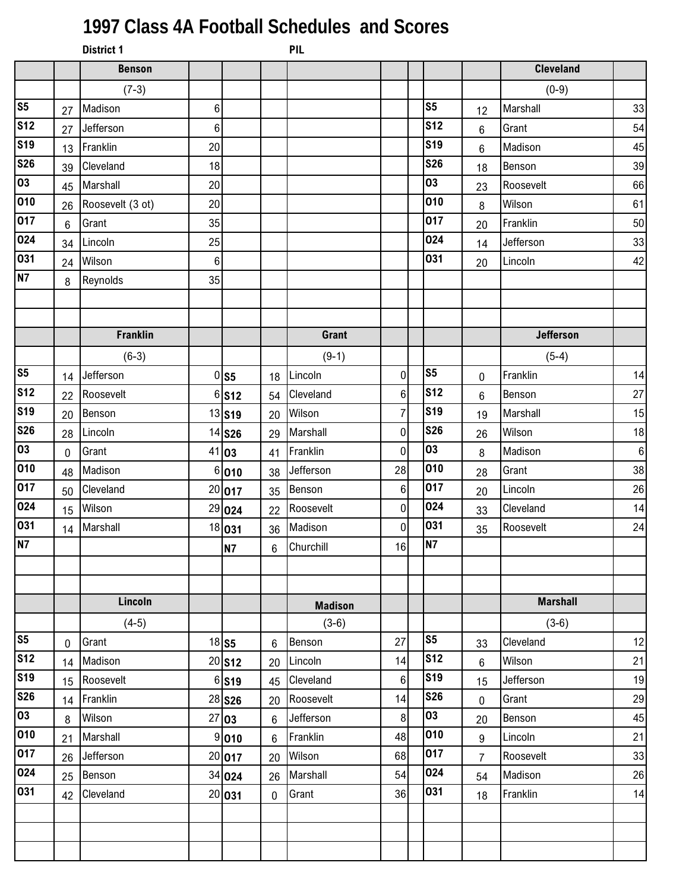# 1997 Class 4A Football Schedules and Scores

**District 1** **PIL**

| | | Benson | | | | | | | | | Cleveland | |
|---|---|---|---|---|---|---|---|---|---|---|---|---|
| | | (7-3) | | | | | | | | | (0-9) | |
| S5 | 27 | Madison | 6 | | | | | | S5 | 12 | Marshall | 33 |
| S12 | 27 | Jefferson | 6 | | | | | | S12 | 6 | Grant | 54 |
| S19 | 13 | Franklin | 20 | | | | | | S19 | 6 | Madison | 45 |
| S26 | 39 | Cleveland | 18 | | | | | | S26 | 18 | Benson | 39 |
| O3 | 45 | Marshall | 20 | | | | | | O3 | 23 | Roosevelt | 66 |
| O10 | 26 | Roosevelt (3 ot) | 20 | | | | | | O10 | 8 | Wilson | 61 |
| O17 | 6 | Grant | 35 | | | | | | O17 | 20 | Franklin | 50 |
| O24 | 34 | Lincoln | 25 | | | | | | O24 | 14 | Jefferson | 33 |
| O31 | 24 | Wilson | 6 | | | | | | O31 | 20 | Lincoln | 42 |
| N7 | 8 | Reynolds | 35 | | | | | | | | | |
| | | Franklin | | | | Grant | | | | | Jefferson | |
| | | (6-3) | | | | (9-1) | | | | | (5-4) | |
| S5 | 14 | Jefferson | 0 | S5 | 18 | Lincoln | 0 | | S5 | 0 | Franklin | 14 |
| S12 | 22 | Roosevelt | 6 | S12 | 54 | Cleveland | 6 | | S12 | 6 | Benson | 27 |
| S19 | 20 | Benson | 13 | S19 | 20 | Wilson | 7 | | S19 | 19 | Marshall | 15 |
| S26 | 28 | Lincoln | 14 | S26 | 29 | Marshall | 0 | | S26 | 26 | Wilson | 18 |
| O3 | 0 | Grant | 41 | O3 | 41 | Franklin | 0 | | O3 | 8 | Madison | 6 |
| O10 | 48 | Madison | 6 | O10 | 38 | Jefferson | 28 | | O10 | 28 | Grant | 38 |
| O17 | 50 | Cleveland | 20 | O17 | 35 | Benson | 6 | | O17 | 20 | Lincoln | 26 |
| O24 | 15 | Wilson | 29 | O24 | 22 | Roosevelt | 0 | | O24 | 33 | Cleveland | 14 |
| O31 | 14 | Marshall | 18 | O31 | 36 | Madison | 0 | | O31 | 35 | Roosevelt | 24 |
| N7 | | | | N7 | 6 | Churchill | 16 | | N7 | | | |
| | | Lincoln | | | | Madison | | | | | Marshall | |
| | | (4-5) | | | | (3-6) | | | | | (3-6) | |
| S5 | 0 | Grant | 18 | S5 | 6 | Benson | 27 | | S5 | 33 | Cleveland | 12 |
| S12 | 14 | Madison | 20 | S12 | 20 | Lincoln | 14 | | S12 | 6 | Wilson | 21 |
| S19 | 15 | Roosevelt | 6 | S19 | 45 | Cleveland | 6 | | S19 | 15 | Jefferson | 19 |
| S26 | 14 | Franklin | 28 | S26 | 20 | Roosevelt | 14 | | S26 | 0 | Grant | 29 |
| O3 | 8 | Wilson | 27 | O3 | 6 | Jefferson | 8 | | O3 | 20 | Benson | 45 |
| O10 | 21 | Marshall | 9 | O10 | 6 | Franklin | 48 | | O10 | 9 | Lincoln | 21 |
| O17 | 26 | Jefferson | 20 | O17 | 20 | Wilson | 68 | | O17 | 7 | Roosevelt | 33 |
| O24 | 25 | Benson | 34 | O24 | 26 | Marshall | 54 | | O24 | 54 | Madison | 26 |
| O31 | 42 | Cleveland | 20 | O31 | 0 | Grant | 36 | | O31 | 18 | Franklin | 14 |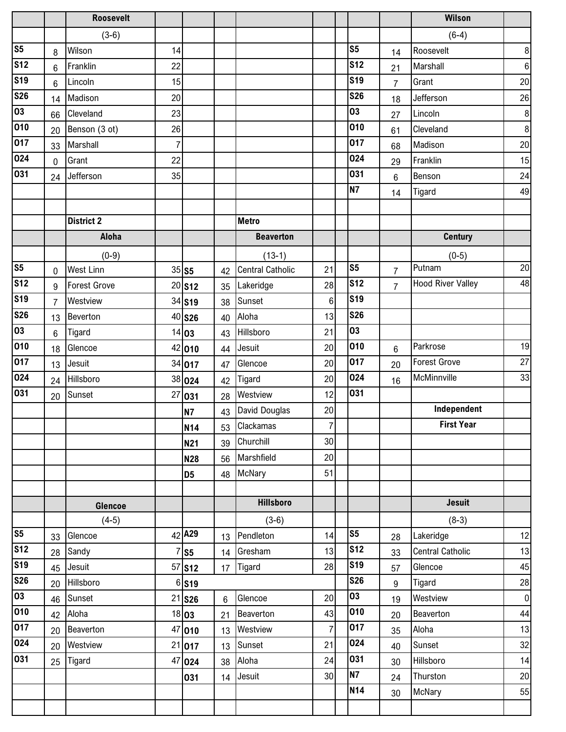| | | Roosevelt | | | | | | | | | Wilson | |
|---|---|---|---|---|---|---|---|---|---|---|---|---|
| | | (3-6) | | | | | | | | | (6-4) | |
| S5 | 8 | Wilson | 14 | | | | | | S5 | 14 | Roosevelt | 8 |
| S12 | 6 | Franklin | 22 | | | | | | S12 | 21 | Marshall | 6 |
| S19 | 6 | Lincoln | 15 | | | | | | S19 | 7 | Grant | 20 |
| S26 | 14 | Madison | 20 | | | | | | S26 | 18 | Jefferson | 26 |
| O3 | 66 | Cleveland | 23 | | | | | | O3 | 27 | Lincoln | 8 |
| O10 | 20 | Benson (3 ot) | 26 | | | | | | O10 | 61 | Cleveland | 8 |
| O17 | 33 | Marshall | 7 | | | | | | O17 | 68 | Madison | 20 |
| O24 | 0 | Grant | 22 | | | | | | O24 | 29 | Franklin | 15 |
| O31 | 24 | Jefferson | 35 | | | | | | O31 | 6 | Benson | 24 |
| | | | | | | | | | N7 | 14 | Tigard | 49 |
| | | | | | | | | | | | | |
| | | District 2 | | | | Metro | | | | | | |
| | | Aloha | | | | Beaverton | | | | | Century | |
| | | (0-9) | | | | (13-1) | | | | | (0-5) | |
| S5 | 0 | West Linn | 35 | S5 | 42 | Central Catholic | 21 | | S5 | 7 | Putnam | 20 |
| S12 | 9 | Forest Grove | 20 | S12 | 35 | Lakeridge | 28 | | S12 | 7 | Hood River Valley | 48 |
| S19 | 7 | Westview | 34 | S19 | 38 | Sunset | 6 | | S19 | | | |
| S26 | 13 | Beverton | 40 | S26 | 40 | Aloha | 13 | | S26 | | | |
| O3 | 6 | Tigard | 14 | O3 | 43 | Hillsboro | 21 | | O3 | | | |
| O10 | 18 | Glencoe | 42 | O10 | 44 | Jesuit | 20 | | O10 | 6 | Parkrose | 19 |
| O17 | 13 | Jesuit | 34 | O17 | 47 | Glencoe | 20 | | O17 | 20 | Forest Grove | 27 |
| O24 | 24 | Hillsboro | 38 | O24 | 42 | Tigard | 20 | | O24 | 16 | McMinnville | 33 |
| O31 | 20 | Sunset | 27 | O31 | 28 | Westview | 12 | | O31 | | | |
| | | | | N7 | 43 | David Douglas | 20 | | | | Independent | |
| | | | | N14 | 53 | Clackamas | 7 | | | | First Year | |
| | | | | N21 | 39 | Churchill | 30 | | | | | |
| | | | | N28 | 56 | Marshfield | 20 | | | | | |
| | | | | D5 | 48 | McNary | 51 | | | | | |
| | | | | | | | | | | | | |
| | | Glencoe | | | | Hillsboro | | | | | Jesuit | |
| | | (4-5) | | | | (3-6) | | | | | (8-3) | |
| S5 | 33 | Glencoe | 42 | A29 | 13 | Pendleton | 14 | | S5 | 28 | Lakeridge | 12 |
| S12 | 28 | Sandy | 7 | S5 | 14 | Gresham | 13 | | S12 | 33 | Central Catholic | 13 |
| S19 | 45 | Jesuit | 57 | S12 | 17 | Tigard | 28 | | S19 | 57 | Glencoe | 45 |
| S26 | 20 | Hillsboro | 6 | S19 | | | | | S26 | 9 | Tigard | 28 |
| O3 | 46 | Sunset | 21 | S26 | 6 | Glencoe | 20 | | O3 | 19 | Westview | 0 |
| O10 | 42 | Aloha | 18 | O3 | 21 | Beaverton | 43 | | O10 | 20 | Beaverton | 44 |
| O17 | 20 | Beaverton | 47 | O10 | 13 | Westview | 7 | | O17 | 35 | Aloha | 13 |
| O24 | 20 | Westview | 21 | O17 | 13 | Sunset | 21 | | O24 | 40 | Sunset | 32 |
| O31 | 25 | Tigard | 47 | O24 | 38 | Aloha | 24 | | O31 | 30 | Hillsboro | 14 |
| | | | | O31 | 14 | Jesuit | 30 | | N7 | 24 | Thurston | 20 |
| | | | | | | | | | N14 | 30 | McNary | 55 |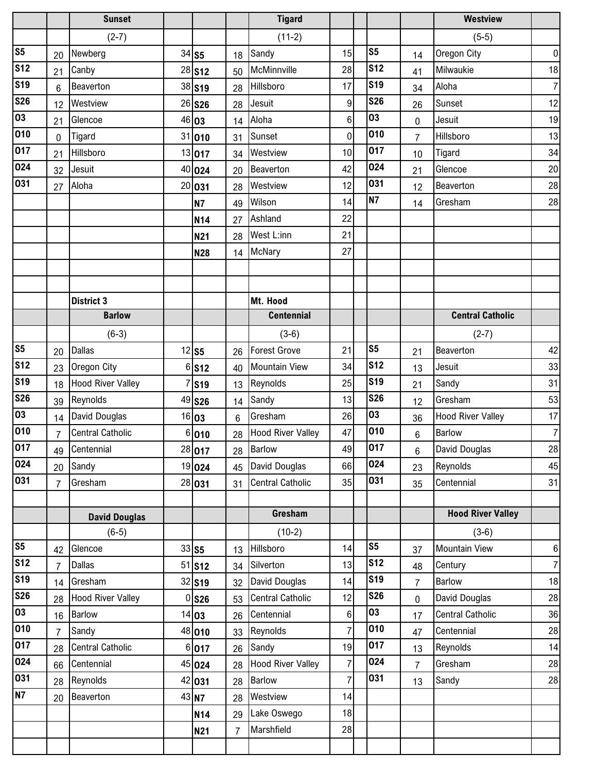| | | Sunset | | | | Tigard | | | | | Westview | |
|---|---|---|---|---|---|---|---|---|---|---|---|---|
| | | (2-7) | | | | (11-2) | | | | | (5-5) | |
| S5 | 20 | Newberg | 34 | S5 | 18 | Sandy | 15 | | S5 | 14 | Oregon City | 0 |
| S12 | 21 | Canby | 28 | S12 | 50 | McMinnville | 28 | | S12 | 41 | Milwaukie | 18 |
| S19 | 6 | Beaverton | 38 | S19 | 28 | Hillsboro | 17 | | S19 | 34 | Aloha | 7 |
| S26 | 12 | Westview | 26 | S26 | 28 | Jesuit | 9 | | S26 | 26 | Sunset | 12 |
| O3 | 21 | Glencoe | 46 | O3 | 14 | Aloha | 6 | | O3 | 0 | Jesuit | 19 |
| O10 | 0 | Tigard | 31 | O10 | 31 | Sunset | 0 | | O10 | 7 | Hillsboro | 13 |
| O17 | 21 | Hillsboro | 13 | O17 | 34 | Westview | 10 | | O17 | 10 | Tigard | 34 |
| O24 | 32 | Jesuit | 40 | O24 | 20 | Beaverton | 42 | | O24 | 21 | Glencoe | 20 |
| O31 | 27 | Aloha | 20 | O31 | 28 | Westview | 12 | | O31 | 12 | Beaverton | 28 |
| | | | | N7 | 49 | Wilson | 14 | | N7 | 14 | Gresham | 28 |
| | | | | N14 | 27 | Ashland | 22 | | | | | |
| | | | | N21 | 28 | West L:inn | 21 | | | | | |
| | | | | N28 | 14 | McNary | 27 | | | | | |

| | | District 3 | | | | Mt. Hood | | | | | | |
|---|---|---|---|---|---|---|---|---|---|---|---|---|
| | | Barlow | | | | Centennial | | | | | Central Catholic | |
| | | (6-3) | | | | (3-6) | | | | | (2-7) | |
| S5 | 20 | Dallas | 12 | S5 | 26 | Forest Grove | 21 | | S5 | 21 | Beaverton | 42 |
| S12 | 23 | Oregon City | 6 | S12 | 40 | Mountain View | 34 | | S12 | 13 | Jesuit | 33 |
| S19 | 18 | Hood River Valley | 7 | S19 | 13 | Reynolds | 25 | | S19 | 21 | Sandy | 31 |
| S26 | 39 | Reynolds | 49 | S26 | 14 | Sandy | 13 | | S26 | 12 | Gresham | 53 |
| O3 | 14 | David Douglas | 16 | O3 | 6 | Gresham | 26 | | O3 | 36 | Hood River Valley | 17 |
| O10 | 7 | Central Catholic | 6 | O10 | 28 | Hood River Valley | 47 | | O10 | 6 | Barlow | 7 |
| O17 | 49 | Centennial | 28 | O17 | 28 | Barlow | 49 | | O17 | 6 | David Douglas | 28 |
| O24 | 20 | Sandy | 19 | O24 | 45 | David Douglas | 66 | | O24 | 23 | Reynolds | 45 |
| O31 | 7 | Gresham | 28 | O31 | 31 | Central Catholic | 35 | | O31 | 35 | Centennial | 31 |

| | | David Douglas | | | | Gresham | | | | | Hood River Valley | |
|---|---|---|---|---|---|---|---|---|---|---|---|---|
| | | (6-5) | | | | (10-2) | | | | | (3-6) | |
| S5 | 42 | Glencoe | 33 | S5 | 13 | Hillsboro | 14 | | S5 | 37 | Mountain View | 6 |
| S12 | 7 | Dallas | 51 | S12 | 34 | Silverton | 13 | | S12 | 48 | Century | 7 |
| S19 | 14 | Gresham | 32 | S19 | 32 | David Douglas | 14 | | S19 | 7 | Barlow | 18 |
| S26 | 28 | Hood River Valley | 0 | S26 | 53 | Central Catholic | 12 | | S26 | 0 | David Douglas | 28 |
| O3 | 16 | Barlow | 14 | O3 | 26 | Centennial | 6 | | O3 | 17 | Central Catholic | 36 |
| O10 | 7 | Sandy | 48 | O10 | 33 | Reynolds | 7 | | O10 | 47 | Centennial | 28 |
| O17 | 28 | Central Catholic | 6 | O17 | 26 | Sandy | 19 | | O17 | 13 | Reynolds | 14 |
| O24 | 66 | Centennial | 45 | O24 | 28 | Hood River Valley | 7 | | O24 | 7 | Gresham | 28 |
| O31 | 28 | Reynolds | 42 | O31 | 28 | Barlow | 7 | | O31 | 13 | Sandy | 28 |
| N7 | 20 | Beaverton | 43 | N7 | 28 | Westview | 14 | | | | | |
| | | | | N14 | 29 | Lake Oswego | 18 | | | | | |
| | | | | N21 | 7 | Marshfield | 28 | | | | | |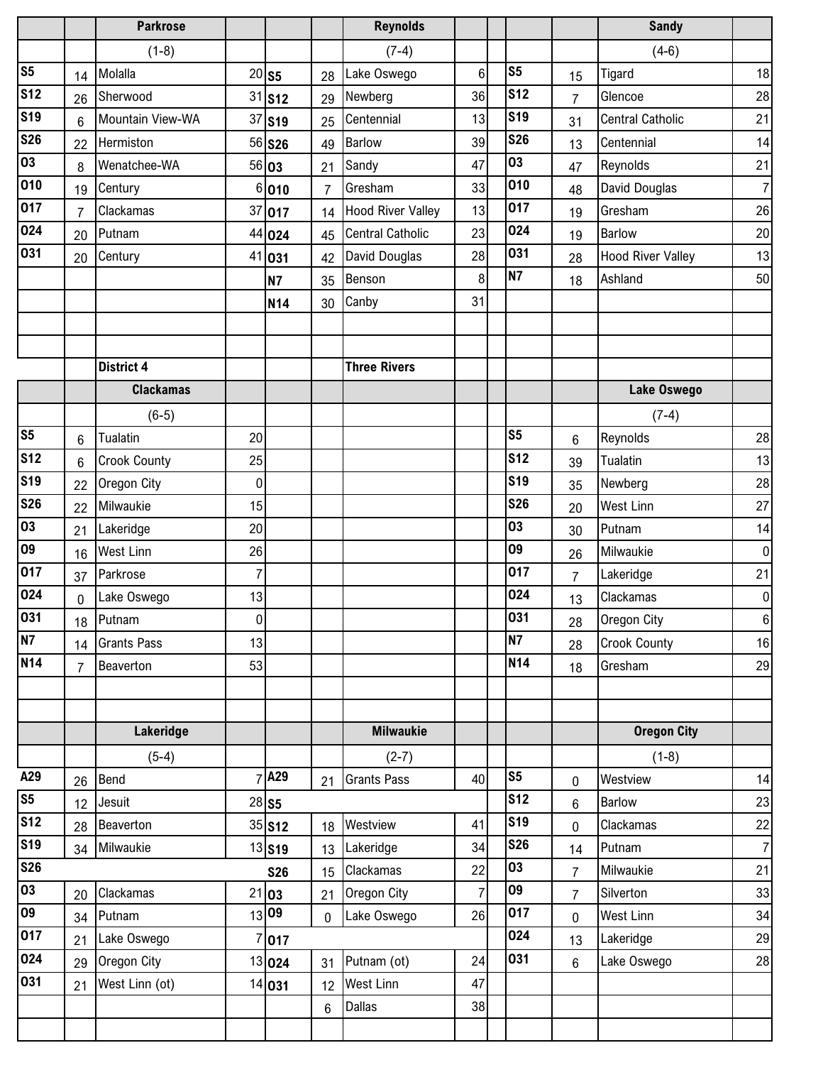| | | Parkrose | | | | Reynolds | | | | | Sandy | |
|---|---|---|---|---|---|---|---|---|---|---|---|---|
| | | (1-8) | | | | (7-4) | | | | | (4-6) | |
| S5 | 14 | Molalla | 20 | S5 | 28 | Lake Oswego | 6 | | S5 | 15 | Tigard | 18 |
| S12 | 26 | Sherwood | 31 | S12 | 29 | Newberg | 36 | | S12 | 7 | Glencoe | 28 |
| S19 | 6 | Mountain View-WA | 37 | S19 | 25 | Centennial | 13 | | S19 | 31 | Central Catholic | 21 |
| S26 | 22 | Hermiston | 56 | S26 | 49 | Barlow | 39 | | S26 | 13 | Centennial | 14 |
| O3 | 8 | Wenatchee-WA | 56 | O3 | 21 | Sandy | 47 | | O3 | 47 | Reynolds | 21 |
| O10 | 19 | Century | 6 | O10 | 7 | Gresham | 33 | | O10 | 48 | David Douglas | 7 |
| O17 | 7 | Clackamas | 37 | O17 | 14 | Hood River Valley | 13 | | O17 | 19 | Gresham | 26 |
| O24 | 20 | Putnam | 44 | O24 | 45 | Central Catholic | 23 | | O24 | 19 | Barlow | 20 |
| O31 | 20 | Century | 41 | O31 | 42 | David Douglas | 28 | | O31 | 28 | Hood River Valley | 13 |
| | | | | N7 | 35 | Benson | 8 | | N7 | 18 | Ashland | 50 |
| | | | | N14 | 30 | Canby | 31 | | | | | |

**District 4** — **Three Rivers**

| | | Clackamas | | | | | Lake Oswego | |
|---|---|---|---|---|---|---|---|---|
| | | (6-5) | | | | | (7-4) | |
| S5 | 6 | Tualatin | 20 | | S5 | 6 | Reynolds | 28 |
| S12 | 6 | Crook County | 25 | | S12 | 39 | Tualatin | 13 |
| S19 | 22 | Oregon City | 0 | | S19 | 35 | Newberg | 28 |
| S26 | 22 | Milwaukie | 15 | | S26 | 20 | West Linn | 27 |
| O3 | 21 | Lakeridge | 20 | | O3 | 30 | Putnam | 14 |
| O9 | 16 | West Linn | 26 | | O9 | 26 | Milwaukie | 0 |
| O17 | 37 | Parkrose | 7 | | O17 | 7 | Lakeridge | 21 |
| O24 | 0 | Lake Oswego | 13 | | O24 | 13 | Clackamas | 0 |
| O31 | 18 | Putnam | 0 | | O31 | 28 | Oregon City | 6 |
| N7 | 14 | Grants Pass | 13 | | N7 | 28 | Crook County | 16 |
| N14 | 7 | Beaverton | 53 | | N14 | 18 | Gresham | 29 |

| | | Lakeridge | | | | Milwaukie | | | | | Oregon City | |
|---|---|---|---|---|---|---|---|---|---|---|---|---|
| | | (5-4) | | | | (2-7) | | | | | (1-8) | |
| A29 | 26 | Bend | 7 | A29 | 21 | Grants Pass | 40 | | S5 | 0 | Westview | 14 |
| S5 | 12 | Jesuit | 28 | S5 | | | | | S12 | 6 | Barlow | 23 |
| S12 | 28 | Beaverton | 35 | S12 | 18 | Westview | 41 | | S19 | 0 | Clackamas | 22 |
| S19 | 34 | Milwaukie | 13 | S19 | 13 | Lakeridge | 34 | | S26 | 14 | Putnam | 7 |
| S26 | | | | S26 | 15 | Clackamas | 22 | | O3 | 7 | Milwaukie | 21 |
| O3 | 20 | Clackamas | 21 | O3 | 21 | Oregon City | 7 | | O9 | 7 | Silverton | 33 |
| O9 | 34 | Putnam | 13 | O9 | 0 | Lake Oswego | 26 | | O17 | 0 | West Linn | 34 |
| O17 | 21 | Lake Oswego | 7 | O17 | | | | | O24 | 13 | Lakeridge | 29 |
| O24 | 29 | Oregon City | 13 | O24 | 31 | Putnam (ot) | 24 | | O31 | 6 | Lake Oswego | 28 |
| O31 | 21 | West Linn (ot) | 14 | O31 | 12 | West Linn | 47 | | | | | |
| | | | | | 6 | Dallas | 38 | | | | | |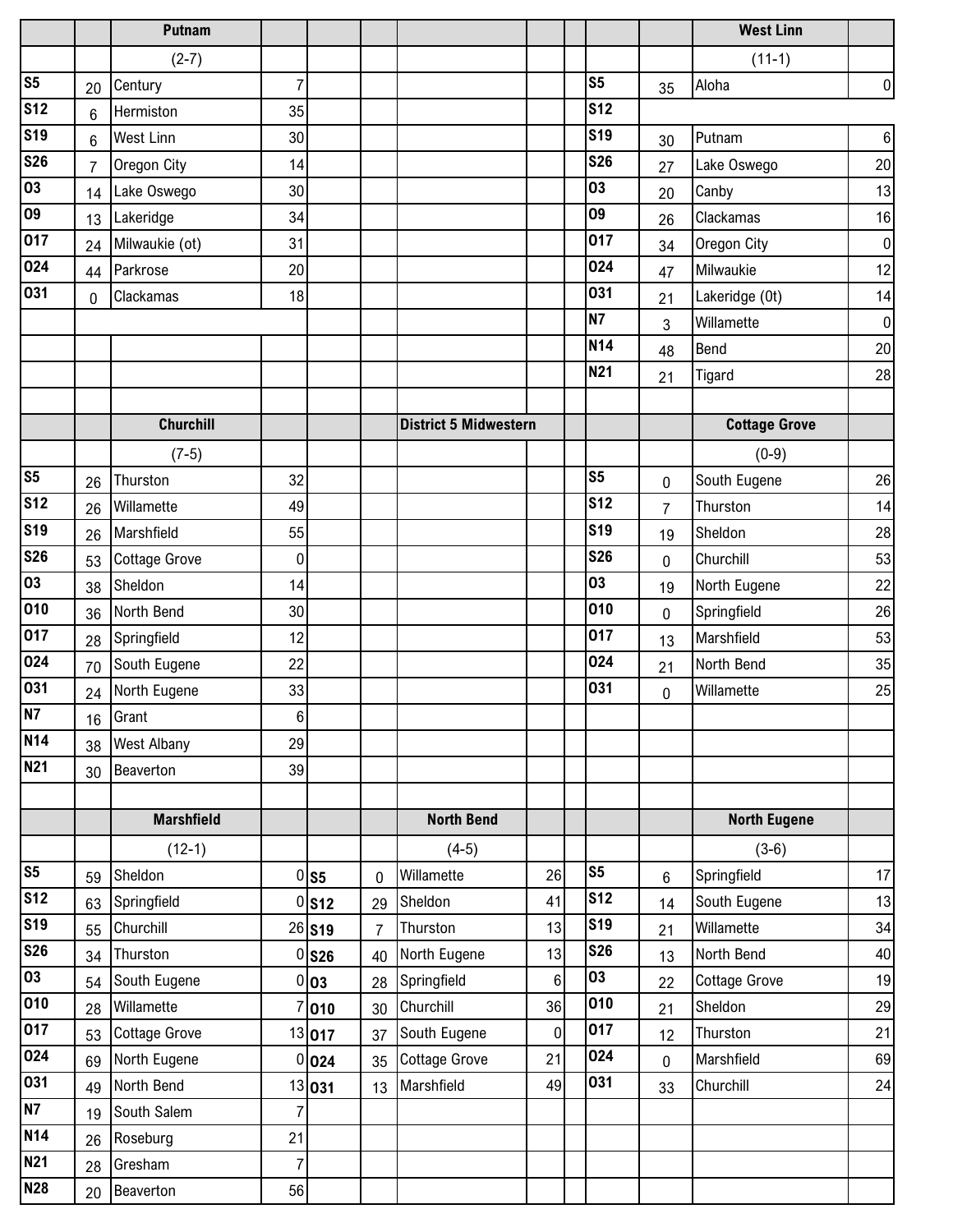### Putnam

(2-7)

| Date | Score | Opponent | Score |
|---|---|---|---|
| S5 | 20 | Century | 7 |
| S12 | 6 | Hermiston | 35 |
| S19 | 6 | West Linn | 30 |
| S26 | 7 | Oregon City | 14 |
| O3 | 14 | Lake Oswego | 30 |
| O9 | 13 | Lakeridge | 34 |
| O17 | 24 | Milwaukie (ot) | 31 |
| O24 | 44 | Parkrose | 20 |
| O31 | 0 | Clackamas | 18 |

### West Linn

(11-1)

| Date | Score | Opponent | Score |
|---|---|---|---|
| S5 | 35 | Aloha | 0 |
| S12 | | | |
| S19 | 30 | Putnam | 6 |
| S26 | 27 | Lake Oswego | 20 |
| O3 | 20 | Canby | 13 |
| O9 | 26 | Clackamas | 16 |
| O17 | 34 | Oregon City | 0 |
| O24 | 47 | Milwaukie | 12 |
| O31 | 21 | Lakeridge (0t) | 14 |
| N7 | 3 | Willamette | 0 |
| N14 | 48 | Bend | 20 |
| N21 | 21 | Tigard | 28 |

## District 5 Midwestern

### Churchill

(7-5)

| Date | Score | Opponent | Score |
|---|---|---|---|
| S5 | 26 | Thurston | 32 |
| S12 | 26 | Willamette | 49 |
| S19 | 26 | Marshfield | 55 |
| S26 | 53 | Cottage Grove | 0 |
| O3 | 38 | Sheldon | 14 |
| O10 | 36 | North Bend | 30 |
| O17 | 28 | Springfield | 12 |
| O24 | 70 | South Eugene | 22 |
| O31 | 24 | North Eugene | 33 |
| N7 | 16 | Grant | 6 |
| N14 | 38 | West Albany | 29 |
| N21 | 30 | Beaverton | 39 |

### Cottage Grove

(0-9)

| Date | Score | Opponent | Score |
|---|---|---|---|
| S5 | 0 | South Eugene | 26 |
| S12 | 7 | Thurston | 14 |
| S19 | 19 | Sheldon | 28 |
| S26 | 0 | Churchill | 53 |
| O3 | 19 | North Eugene | 22 |
| O10 | 0 | Springfield | 26 |
| O17 | 13 | Marshfield | 53 |
| O24 | 21 | North Bend | 35 |
| O31 | 0 | Willamette | 25 |

### Marshfield

(12-1)

| Date | Score | Opponent | Score |
|---|---|---|---|
| S5 | 59 | Sheldon | 0 |
| S12 | 63 | Springfield | 0 |
| S19 | 55 | Churchill | 26 |
| S26 | 34 | Thurston | 0 |
| O3 | 54 | South Eugene | 0 |
| O10 | 28 | Willamette | 7 |
| O17 | 53 | Cottage Grove | 13 |
| O24 | 69 | North Eugene | 0 |
| O31 | 49 | North Bend | 13 |
| N7 | 19 | South Salem | 7 |
| N14 | 26 | Roseburg | 21 |
| N21 | 28 | Gresham | 7 |
| N28 | 20 | Beaverton | 56 |

### North Bend

(4-5)

| Date | Score | Opponent | Score |
|---|---|---|---|
| S5 | 0 | Willamette | 26 |
| S12 | 29 | Sheldon | 41 |
| S19 | 7 | Thurston | 13 |
| S26 | 40 | North Eugene | 13 |
| O3 | 28 | Springfield | 6 |
| O10 | 30 | Churchill | 36 |
| O17 | 37 | South Eugene | 0 |
| O24 | 35 | Cottage Grove | 21 |
| O31 | 13 | Marshfield | 49 |

### North Eugene

(3-6)

| Date | Score | Opponent | Score |
|---|---|---|---|
| S5 | 6 | Springfield | 17 |
| S12 | 14 | South Eugene | 13 |
| S19 | 21 | Willamette | 34 |
| S26 | 13 | North Bend | 40 |
| O3 | 22 | Cottage Grove | 19 |
| O10 | 21 | Sheldon | 29 |
| O17 | 12 | Thurston | 21 |
| O24 | 0 | Marshfield | 69 |
| O31 | 33 | Churchill | 24 |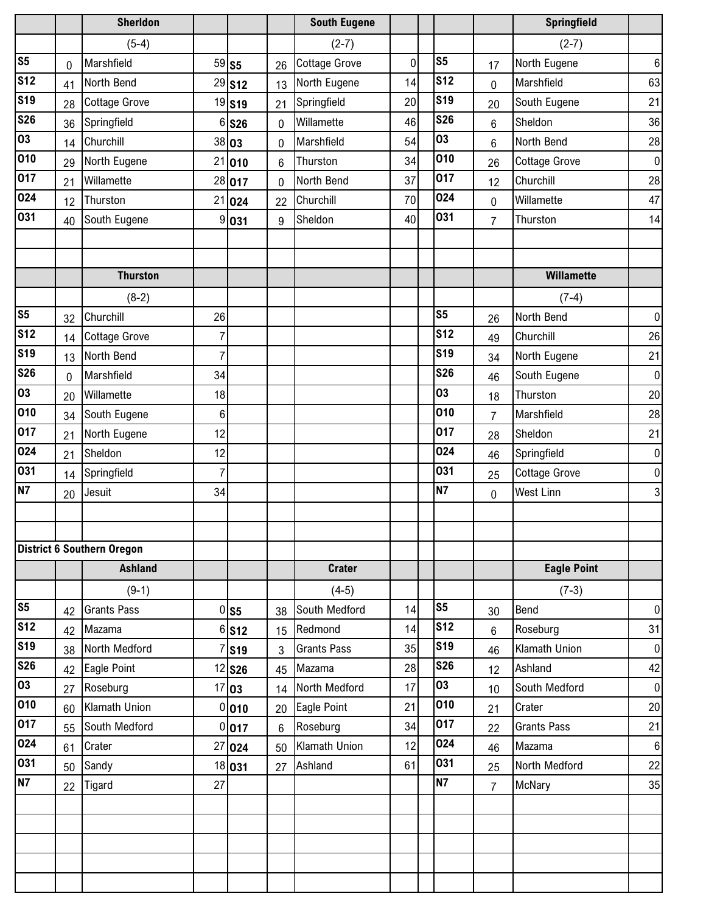| | | Sherldon | | | | South Eugene | | | | Springfield | |
|---|---|---|---|---|---|---|---|---|---|---|---|
| | | (5-4) | | | | (2-7) | | | | (2-7) | |
| S5 | 0 | Marshfield | 59 | S5 | 26 | Cottage Grove | 0 | S5 | 17 | North Eugene | 6 |
| S12 | 41 | North Bend | 29 | S12 | 13 | North Eugene | 14 | S12 | 0 | Marshfield | 63 |
| S19 | 28 | Cottage Grove | 19 | S19 | 21 | Springfield | 20 | S19 | 20 | South Eugene | 21 |
| S26 | 36 | Springfield | 6 | S26 | 0 | Willamette | 46 | S26 | 6 | Sheldon | 36 |
| O3 | 14 | Churchill | 38 | O3 | 0 | Marshfield | 54 | O3 | 6 | North Bend | 28 |
| O10 | 29 | North Eugene | 21 | O10 | 6 | Thurston | 34 | O10 | 26 | Cottage Grove | 0 |
| O17 | 21 | Willamette | 28 | O17 | 0 | North Bend | 37 | O17 | 12 | Churchill | 28 |
| O24 | 12 | Thurston | 21 | O24 | 22 | Churchill | 70 | O24 | 0 | Willamette | 47 |
| O31 | 40 | South Eugene | 9 | O31 | 9 | Sheldon | 40 | O31 | 7 | Thurston | 14 |

| | | Thurston | | | | Willamette | |
|---|---|---|---|---|---|---|---|
| | | (8-2) | | | | (7-4) | |
| S5 | 32 | Churchill | 26 | S5 | 26 | North Bend | 0 |
| S12 | 14 | Cottage Grove | 7 | S12 | 49 | Churchill | 26 |
| S19 | 13 | North Bend | 7 | S19 | 34 | North Eugene | 21 |
| S26 | 0 | Marshfield | 34 | S26 | 46 | South Eugene | 0 |
| O3 | 20 | Willamette | 18 | O3 | 18 | Thurston | 20 |
| O10 | 34 | South Eugene | 6 | O10 | 7 | Marshfield | 28 |
| O17 | 21 | North Eugene | 12 | O17 | 28 | Sheldon | 21 |
| O24 | 21 | Sheldon | 12 | O24 | 46 | Springfield | 0 |
| O31 | 14 | Springfield | 7 | O31 | 25 | Cottage Grove | 0 |
| N7 | 20 | Jesuit | 34 | N7 | 0 | West Linn | 3 |

**District 6 Southern Oregon**

| | | Ashland | | | | Crater | | | | Eagle Point | |
|---|---|---|---|---|---|---|---|---|---|---|---|
| | | (9-1) | | | | (4-5) | | | | (7-3) | |
| S5 | 42 | Grants Pass | 0 | S5 | 38 | South Medford | 14 | S5 | 30 | Bend | 0 |
| S12 | 42 | Mazama | 6 | S12 | 15 | Redmond | 14 | S12 | 6 | Roseburg | 31 |
| S19 | 38 | North Medford | 7 | S19 | 3 | Grants Pass | 35 | S19 | 46 | Klamath Union | 0 |
| S26 | 42 | Eagle Point | 12 | S26 | 45 | Mazama | 28 | S26 | 12 | Ashland | 42 |
| O3 | 27 | Roseburg | 17 | O3 | 14 | North Medford | 17 | O3 | 10 | South Medford | 0 |
| O10 | 60 | Klamath Union | 0 | O10 | 20 | Eagle Point | 21 | O10 | 21 | Crater | 20 |
| O17 | 55 | South Medford | 0 | O17 | 6 | Roseburg | 34 | O17 | 22 | Grants Pass | 21 |
| O24 | 61 | Crater | 27 | O24 | 50 | Klamath Union | 12 | O24 | 46 | Mazama | 6 |
| O31 | 50 | Sandy | 18 | O31 | 27 | Ashland | 61 | O31 | 25 | North Medford | 22 |
| N7 | 22 | Tigard | 27 | | | | | N7 | 7 | McNary | 35 |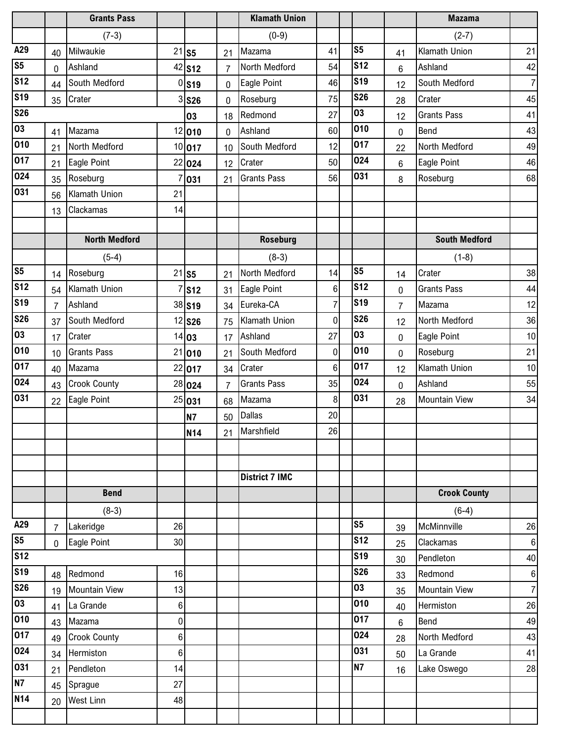## District 7 IMC

### Grants Pass (7-3)

| Date | Score | Opponent | Opp |
|---|---|---|---|
| A29 | 40 | Milwaukie | 21 |
| S5 | 0 | Ashland | 42 |
| S12 | 44 | South Medford | 0 |
| S19 | 35 | Crater | 3 |
| S26 | | | |
| O3 | 41 | Mazama | 12 |
| O10 | 21 | North Medford | 10 |
| O17 | 21 | Eagle Point | 22 |
| O24 | 35 | Roseburg | 7 |
| O31 | 56 | Klamath Union | 21 |
| | 13 | Clackamas | 14 |

### Klamath Union (0-9)

| Date | Score | Opponent | Opp |
|---|---|---|---|
| S5 | 21 | Mazama | 41 |
| S12 | 7 | North Medford | 54 |
| S19 | 0 | Eagle Point | 46 |
| S26 | 0 | Roseburg | 75 |
| O3 | 18 | Redmond | 27 |
| O10 | 0 | Ashland | 60 |
| O17 | 10 | South Medford | 12 |
| O24 | 12 | Crater | 50 |
| O31 | 21 | Grants Pass | 56 |

### Mazama (2-7)

| Date | Score | Opponent | Opp |
|---|---|---|---|
| S5 | 41 | Klamath Union | 21 |
| S12 | 6 | Ashland | 42 |
| S19 | 12 | South Medford | 7 |
| S26 | 28 | Crater | 45 |
| O3 | 12 | Grants Pass | 41 |
| O10 | 0 | Bend | 43 |
| O17 | 22 | North Medford | 49 |
| O24 | 6 | Eagle Point | 46 |
| O31 | 8 | Roseburg | 68 |

### North Medford (5-4)

| Date | Score | Opponent | Opp |
|---|---|---|---|
| S5 | 14 | Roseburg | 21 |
| S12 | 54 | Klamath Union | 7 |
| S19 | 7 | Ashland | 38 |
| S26 | 37 | South Medford | 12 |
| O3 | 17 | Crater | 14 |
| O10 | 10 | Grants Pass | 21 |
| O17 | 40 | Mazama | 22 |
| O24 | 43 | Crook County | 28 |
| O31 | 22 | Eagle Point | 25 |

### Roseburg (8-3)

| Date | Score | Opponent | Opp |
|---|---|---|---|
| S5 | 21 | North Medford | 14 |
| S12 | 31 | Eagle Point | 6 |
| S19 | 34 | Eureka-CA | 7 |
| S26 | 75 | Klamath Union | 0 |
| O3 | 17 | Ashland | 27 |
| O10 | 21 | South Medford | 0 |
| O17 | 34 | Crater | 6 |
| O24 | 7 | Grants Pass | 35 |
| O31 | 68 | Mazama | 8 |
| N7 | 50 | Dallas | 20 |
| N14 | 21 | Marshfield | 26 |

### South Medford (1-8)

| Date | Score | Opponent | Opp |
|---|---|---|---|
| S5 | 14 | Crater | 38 |
| S12 | 0 | Grants Pass | 44 |
| S19 | 7 | Mazama | 12 |
| S26 | 12 | North Medford | 36 |
| O3 | 0 | Eagle Point | 10 |
| O10 | 0 | Roseburg | 21 |
| O17 | 12 | Klamath Union | 10 |
| O24 | 0 | Ashland | 55 |
| O31 | 28 | Mountain View | 34 |

### Bend (8-3)

| Date | Score | Opponent | Opp |
|---|---|---|---|
| A29 | 7 | Lakeridge | 26 |
| S5 | 0 | Eagle Point | 30 |
| S12 | | | |
| S19 | 48 | Redmond | 16 |
| S26 | 19 | Mountain View | 13 |
| O3 | 41 | La Grande | 6 |
| O10 | 43 | Mazama | 0 |
| O17 | 49 | Crook County | 6 |
| O24 | 34 | Hermiston | 6 |
| O31 | 21 | Pendleton | 14 |
| N7 | 45 | Sprague | 27 |
| N14 | 20 | West Linn | 48 |

### Crook County (6-4)

| Date | Score | Opponent | Opp |
|---|---|---|---|
| S5 | 39 | McMinnville | 26 |
| S12 | 25 | Clackamas | 6 |
| S19 | 30 | Pendleton | 40 |
| S26 | 33 | Redmond | 6 |
| O3 | 35 | Mountain View | 7 |
| O10 | 40 | Hermiston | 26 |
| O17 | 6 | Bend | 49 |
| O24 | 28 | North Medford | 43 |
| O31 | 50 | La Grande | 41 |
| N7 | 16 | Lake Oswego | 28 |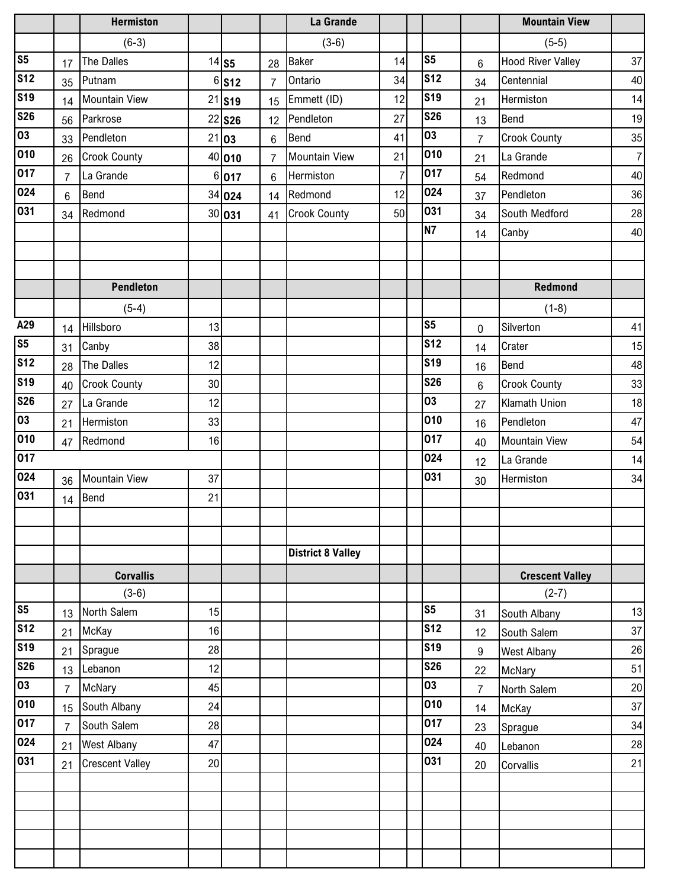| | | Hermiston | | | | La Grande | | | | | Mountain View | |
|---|---|---|---|---|---|---|---|---|---|---|---|---|
| | | (6-3) | | | | (3-6) | | | | | (5-5) | |
| S5 | 17 | The Dalles | 14 | S5 | 28 | Baker | 14 | | S5 | 6 | Hood River Valley | 37 |
| S12 | 35 | Putnam | 6 | S12 | 7 | Ontario | 34 | | S12 | 34 | Centennial | 40 |
| S19 | 14 | Mountain View | 21 | S19 | 15 | Emmett (ID) | 12 | | S19 | 21 | Hermiston | 14 |
| S26 | 56 | Parkrose | 22 | S26 | 12 | Pendleton | 27 | | S26 | 13 | Bend | 19 |
| O3 | 33 | Pendleton | 21 | O3 | 6 | Bend | 41 | | O3 | 7 | Crook County | 35 |
| O10 | 26 | Crook County | 40 | O10 | 7 | Mountain View | 21 | | O10 | 21 | La Grande | 7 |
| O17 | 7 | La Grande | 6 | O17 | 6 | Hermiston | 7 | | O17 | 54 | Redmond | 40 |
| O24 | 6 | Bend | 34 | O24 | 14 | Redmond | 12 | | O24 | 37 | Pendleton | 36 |
| O31 | 34 | Redmond | 30 | O31 | 41 | Crook County | 50 | | O31 | 34 | South Medford | 28 |
| | | | | | | | | | N7 | 14 | Canby | 40 |

| | | Pendleton | | | | Redmond | |
|---|---|---|---|---|---|---|---|
| | | (5-4) | | | | (1-8) | |
| A29 | 14 | Hillsboro | 13 | | | | |
| S5 | 31 | Canby | 38 | S5 | 0 | Silverton | 41 |
| S12 | 28 | The Dalles | 12 | S12 | 14 | Crater | 15 |
| S19 | 40 | Crook County | 30 | S19 | 16 | Bend | 48 |
| S26 | 27 | La Grande | 12 | S26 | 6 | Crook County | 33 |
| O3 | 21 | Hermiston | 33 | O3 | 27 | Klamath Union | 18 |
| O10 | 47 | Redmond | 16 | O10 | 16 | Pendleton | 47 |
| O17 | | | | O17 | 40 | Mountain View | 54 |
| O24 | 36 | Mountain View | 37 | O24 | 12 | La Grande | 14 |
| O31 | 14 | Bend | 21 | O31 | 30 | Hermiston | 34 |

**District 8 Valley**

| | | Corvallis | | | | Crescent Valley | |
|---|---|---|---|---|---|---|---|
| | | (3-6) | | | | (2-7) | |
| S5 | 13 | North Salem | 15 | S5 | 31 | South Albany | 13 |
| S12 | 21 | McKay | 16 | S12 | 12 | South Salem | 37 |
| S19 | 21 | Sprague | 28 | S19 | 9 | West Albany | 26 |
| S26 | 13 | Lebanon | 12 | S26 | 22 | McNary | 51 |
| O3 | 7 | McNary | 45 | O3 | 7 | North Salem | 20 |
| O10 | 15 | South Albany | 24 | O10 | 14 | McKay | 37 |
| O17 | 7 | South Salem | 28 | O17 | 23 | Sprague | 34 |
| O24 | 21 | West Albany | 47 | O24 | 40 | Lebanon | 28 |
| O31 | 21 | Crescent Valley | 20 | O31 | 20 | Corvallis | 21 |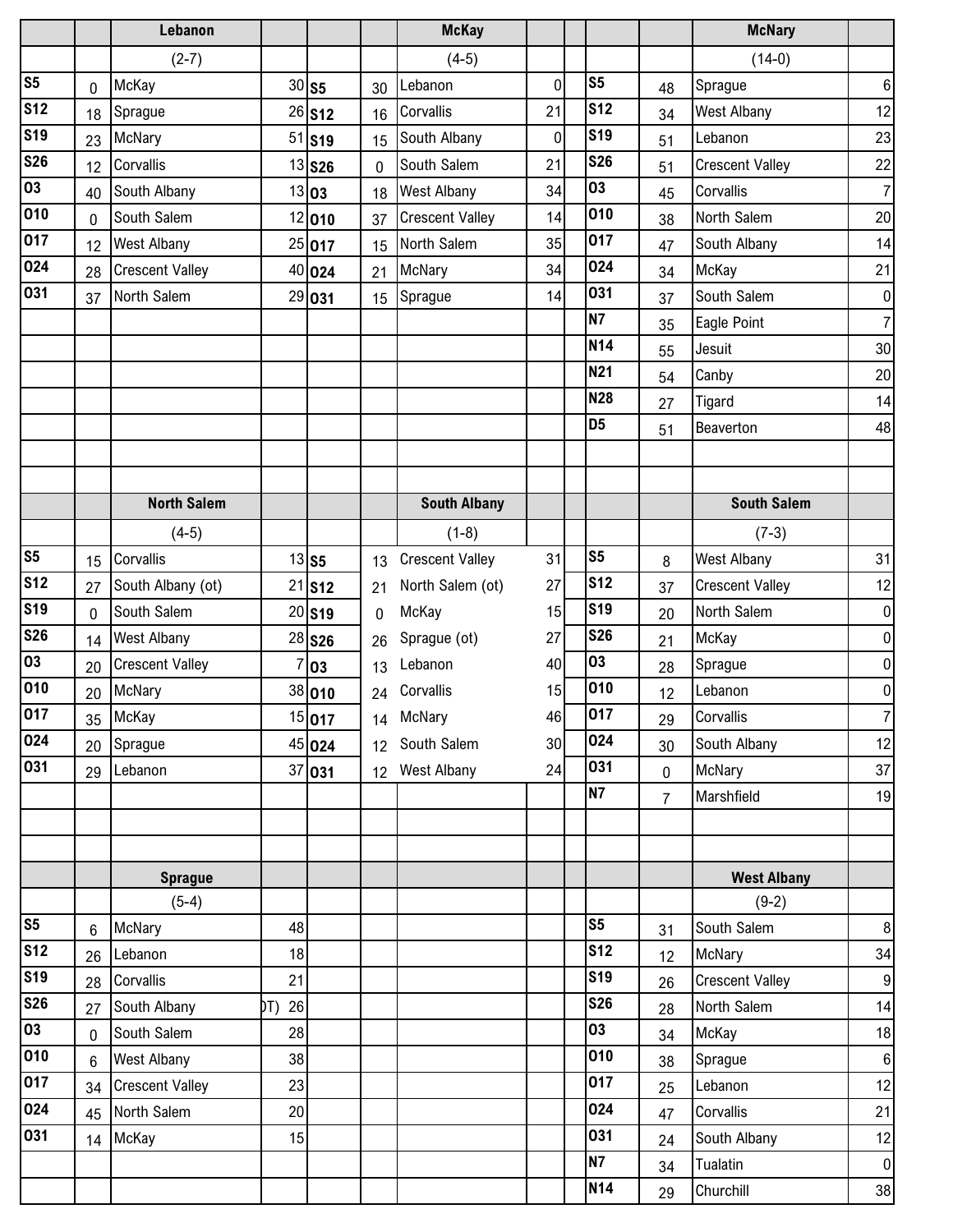### Lebanon

(2-7)

| Date | Score | Opponent | Opp |
|---|---|---|---|
| S5 | 0 | McKay | 30 |
| S12 | 18 | Sprague | 26 |
| S19 | 23 | McNary | 51 |
| S26 | 12 | Corvallis | 13 |
| O3 | 40 | South Albany | 13 |
| O10 | 0 | South Salem | 12 |
| O17 | 12 | West Albany | 25 |
| O24 | 28 | Crescent Valley | 40 |
| O31 | 37 | North Salem | 29 |

### McKay

(4-5)

| Date | Score | Opponent | Opp |
|---|---|---|---|
| S5 | 30 | Lebanon | 0 |
| S12 | 16 | Corvallis | 21 |
| S19 | 15 | South Albany | 0 |
| S26 | 0 | South Salem | 21 |
| O3 | 18 | West Albany | 34 |
| O10 | 37 | Crescent Valley | 14 |
| O17 | 15 | North Salem | 35 |
| O24 | 21 | McNary | 34 |
| O31 | 15 | Sprague | 14 |

### McNary

(14-0)

| Date | Score | Opponent | Opp |
|---|---|---|---|
| S5 | 48 | Sprague | 6 |
| S12 | 34 | West Albany | 12 |
| S19 | 51 | Lebanon | 23 |
| S26 | 51 | Crescent Valley | 22 |
| O3 | 45 | Corvallis | 7 |
| O10 | 38 | North Salem | 20 |
| O17 | 47 | South Albany | 14 |
| O24 | 34 | McKay | 21 |
| O31 | 37 | South Salem | 0 |
| N7 | 35 | Eagle Point | 7 |
| N14 | 55 | Jesuit | 30 |
| N21 | 54 | Canby | 20 |
| N28 | 27 | Tigard | 14 |
| D5 | 51 | Beaverton | 48 |

### North Salem

(4-5)

| Date | Score | Opponent | Opp |
|---|---|---|---|
| S5 | 15 | Corvallis | 13 |
| S12 | 27 | South Albany (ot) | 21 |
| S19 | 0 | South Salem | 20 |
| S26 | 14 | West Albany | 28 |
| O3 | 20 | Crescent Valley | 7 |
| O10 | 20 | McNary | 38 |
| O17 | 35 | McKay | 15 |
| O24 | 20 | Sprague | 45 |
| O31 | 29 | Lebanon | 37 |

### South Albany

(1-8)

| Date | Score | Opponent | Opp |
|---|---|---|---|
| S5 | 13 | Crescent Valley | 31 |
| S12 | 21 | North Salem (ot) | 27 |
| S19 | 0 | McKay | 15 |
| S26 | 26 | Sprague (ot) | 27 |
| O3 | 13 | Lebanon | 40 |
| O10 | 24 | Corvallis | 15 |
| O17 | 14 | McNary | 46 |
| O24 | 12 | South Salem | 30 |
| O31 | 12 | West Albany | 24 |

### South Salem

(7-3)

| Date | Score | Opponent | Opp |
|---|---|---|---|
| S5 | 8 | West Albany | 31 |
| S12 | 37 | Crescent Valley | 12 |
| S19 | 20 | North Salem | 0 |
| S26 | 21 | McKay | 0 |
| O3 | 28 | Sprague | 0 |
| O10 | 12 | Lebanon | 0 |
| O17 | 29 | Corvallis | 7 |
| O24 | 30 | South Albany | 12 |
| O31 | 0 | McNary | 37 |
| N7 | 7 | Marshfield | 19 |

### Sprague

(5-4)

| Date | Score | Opponent | Opp |
|---|---|---|---|
| S5 | 6 | McNary | 48 |
| S12 | 26 | Lebanon | 18 |
| S19 | 28 | Corvallis | 21 |
| S26 | 27 | South Albany (OT) | 26 |
| O3 | 0 | South Salem | 28 |
| O10 | 6 | West Albany | 38 |
| O17 | 34 | Crescent Valley | 23 |
| O24 | 45 | North Salem | 20 |
| O31 | 14 | McKay | 15 |

### West Albany

(9-2)

| Date | Score | Opponent | Opp |
|---|---|---|---|
| S5 | 31 | South Salem | 8 |
| S12 | 12 | McNary | 34 |
| S19 | 26 | Crescent Valley | 9 |
| S26 | 28 | North Salem | 14 |
| O3 | 34 | McKay | 18 |
| O10 | 38 | Sprague | 6 |
| O17 | 25 | Lebanon | 12 |
| O24 | 47 | Corvallis | 21 |
| O31 | 24 | South Albany | 12 |
| N7 | 34 | Tualatin | 0 |
| N14 | 29 | Churchill | 38 |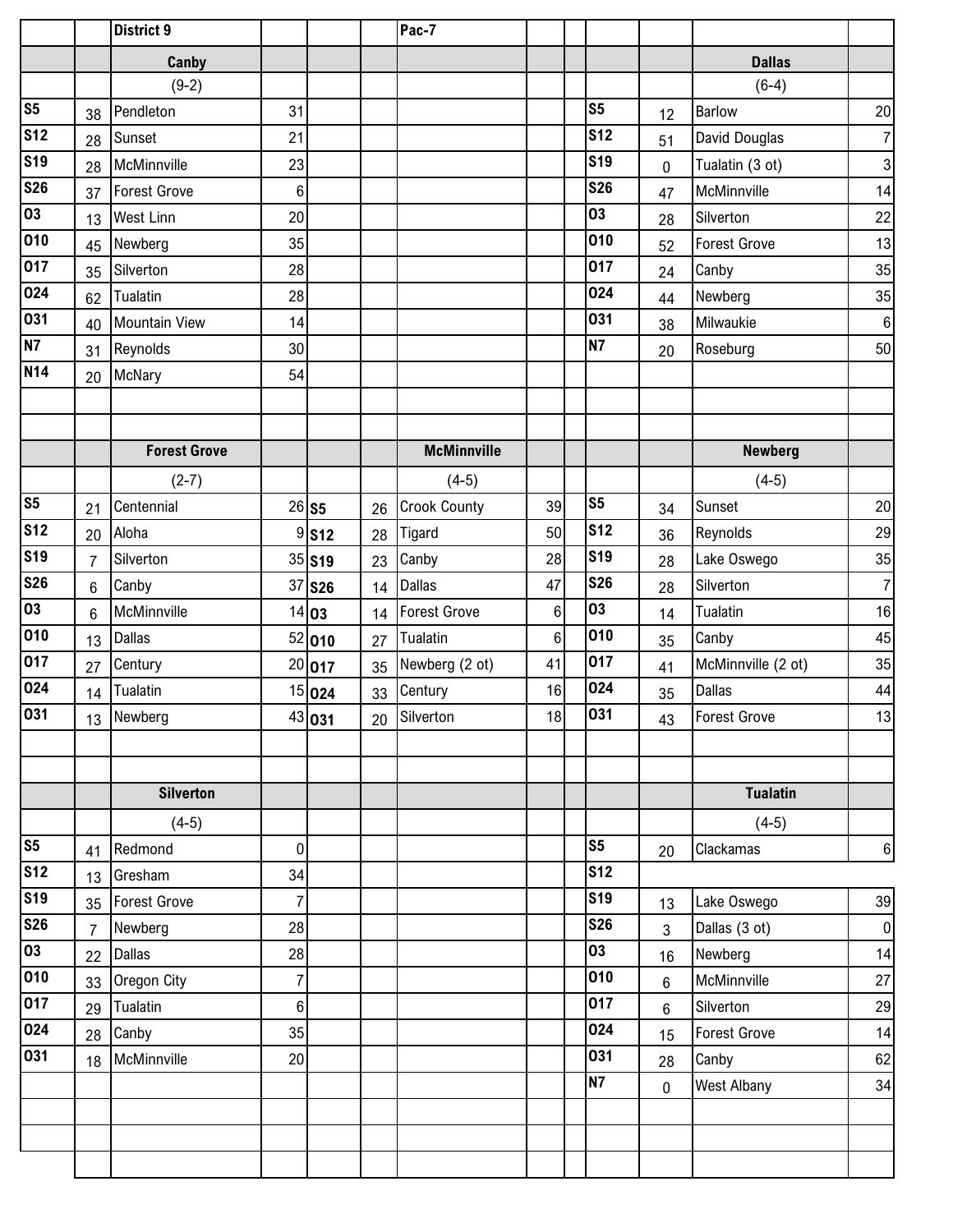## District 9 — Pac-7

### Canby (9-2)

| Date | Score | Opponent | Opp. Score |
|---|---|---|---|
| S5 | 38 | Pendleton | 31 |
| S12 | 28 | Sunset | 21 |
| S19 | 28 | McMinnville | 23 |
| S26 | 37 | Forest Grove | 6 |
| O3 | 13 | West Linn | 20 |
| O10 | 45 | Newberg | 35 |
| O17 | 35 | Silverton | 28 |
| O24 | 62 | Tualatin | 28 |
| O31 | 40 | Mountain View | 14 |
| N7 | 31 | Reynolds | 30 |
| N14 | 20 | McNary | 54 |

### Dallas (6-4)

| Date | Score | Opponent | Opp. Score |
|---|---|---|---|
| S5 | 12 | Barlow | 20 |
| S12 | 51 | David Douglas | 7 |
| S19 | 0 | Tualatin (3 ot) | 3 |
| S26 | 47 | McMinnville | 14 |
| O3 | 28 | Silverton | 22 |
| O10 | 52 | Forest Grove | 13 |
| O17 | 24 | Canby | 35 |
| O24 | 44 | Newberg | 35 |
| O31 | 38 | Milwaukie | 6 |
| N7 | 20 | Roseburg | 50 |

### Forest Grove (2-7)

| Date | Score | Opponent | Opp. Score |
|---|---|---|---|
| S5 | 21 | Centennial | 26 |
| S12 | 20 | Aloha | 9 |
| S19 | 7 | Silverton | 35 |
| S26 | 6 | Canby | 37 |
| O3 | 6 | McMinnville | 14 |
| O10 | 13 | Dallas | 52 |
| O17 | 27 | Century | 20 |
| O24 | 14 | Tualatin | 15 |
| O31 | 13 | Newberg | 43 |

### McMinnville (4-5)

| Date | Score | Opponent | Opp. Score |
|---|---|---|---|
| S5 | 26 | Crook County | 39 |
| S12 | 28 | Tigard | 50 |
| S19 | 23 | Canby | 28 |
| S26 | 14 | Dallas | 47 |
| O3 | 14 | Forest Grove | 6 |
| O10 | 27 | Tualatin | 6 |
| O17 | 35 | Newberg (2 ot) | 41 |
| O24 | 33 | Century | 16 |
| O31 | 20 | Silverton | 18 |

### Newberg (4-5)

| Date | Score | Opponent | Opp. Score |
|---|---|---|---|
| S5 | 34 | Sunset | 20 |
| S12 | 36 | Reynolds | 29 |
| S19 | 28 | Lake Oswego | 35 |
| S26 | 28 | Silverton | 7 |
| O3 | 14 | Tualatin | 16 |
| O10 | 35 | Canby | 45 |
| O17 | 41 | McMinnville (2 ot) | 35 |
| O24 | 35 | Dallas | 44 |
| O31 | 43 | Forest Grove | 13 |

### Silverton (4-5)

| Date | Score | Opponent | Opp. Score |
|---|---|---|---|
| S5 | 41 | Redmond | 0 |
| S12 | 13 | Gresham | 34 |
| S19 | 35 | Forest Grove | 7 |
| S26 | 7 | Newberg | 28 |
| O3 | 22 | Dallas | 28 |
| O10 | 33 | Oregon City | 7 |
| O17 | 29 | Tualatin | 6 |
| O24 | 28 | Canby | 35 |
| O31 | 18 | McMinnville | 20 |

### Tualatin (4-5)

| Date | Score | Opponent | Opp. Score |
|---|---|---|---|
| S5 | 20 | Clackamas | 6 |
| S12 | | | |
| S19 | 13 | Lake Oswego | 39 |
| S26 | 3 | Dallas (3 ot) | 0 |
| O3 | 16 | Newberg | 14 |
| O10 | 6 | McMinnville | 27 |
| O17 | 6 | Silverton | 29 |
| O24 | 15 | Forest Grove | 14 |
| O31 | 28 | Canby | 62 |
| N7 | 0 | West Albany | 34 |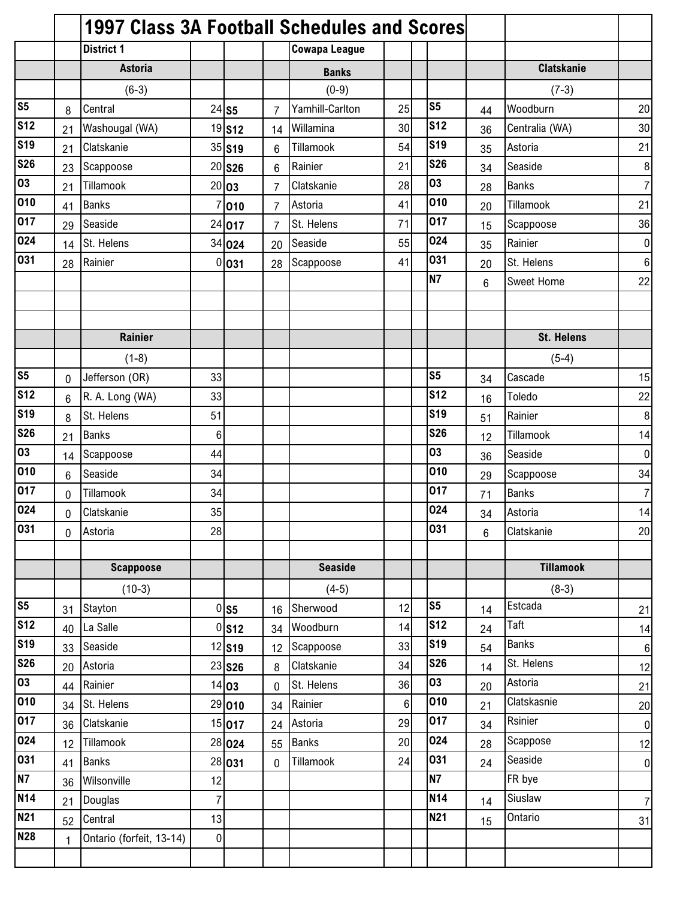# 1997 Class 3A Football Schedules and Scores

**District 1** — **Cowapa League**

### Astoria (6-3)

| Date | Score | Opponent | Opp. Score |
|---|---|---|---|
| S5 | 8 | Central | 24 |
| S12 | 21 | Washougal (WA) | 19 |
| S19 | 21 | Clatskanie | 35 |
| S26 | 23 | Scappoose | 20 |
| O3 | 21 | Tillamook | 20 |
| O10 | 41 | Banks | 7 |
| O17 | 29 | Seaside | 24 |
| O24 | 14 | St. Helens | 34 |
| O31 | 28 | Rainier | 0 |

### Banks (0-9)

| Date | Score | Opponent | Opp. Score |
|---|---|---|---|
| S5 | 7 | Yamhill-Carlton | 25 |
| S12 | 14 | Willamina | 30 |
| S19 | 6 | Tillamook | 54 |
| S26 | 6 | Rainier | 21 |
| O3 | 7 | Clatskanie | 28 |
| O10 | 7 | Astoria | 41 |
| O17 | 7 | St. Helens | 71 |
| O24 | 20 | Seaside | 55 |
| O31 | 28 | Scappoose | 41 |

### Clatskanie (7-3)

| Date | Score | Opponent | Opp. Score |
|---|---|---|---|
| S5 | 44 | Woodburn | 20 |
| S12 | 36 | Centralia (WA) | 30 |
| S19 | 35 | Astoria | 21 |
| S26 | 34 | Seaside | 8 |
| O3 | 28 | Banks | 7 |
| O10 | 20 | Tillamook | 21 |
| O17 | 15 | Scappoose | 36 |
| O24 | 35 | Rainier | 0 |
| O31 | 20 | St. Helens | 6 |
| N7 | 6 | Sweet Home | 22 |

### Rainier (1-8)

| Date | Score | Opponent | Opp. Score |
|---|---|---|---|
| S5 | 0 | Jefferson (OR) | 33 |
| S12 | 6 | R. A. Long (WA) | 33 |
| S19 | 8 | St. Helens | 51 |
| S26 | 21 | Banks | 6 |
| O3 | 14 | Scappoose | 44 |
| O10 | 6 | Seaside | 34 |
| O17 | 0 | Tillamook | 34 |
| O24 | 0 | Clatskanie | 35 |
| O31 | 0 | Astoria | 28 |

### St. Helens (5-4)

| Date | Score | Opponent | Opp. Score |
|---|---|---|---|
| S5 | 34 | Cascade | 15 |
| S12 | 16 | Toledo | 22 |
| S19 | 51 | Rainier | 8 |
| S26 | 12 | Tillamook | 14 |
| O3 | 36 | Seaside | 0 |
| O10 | 29 | Scappoose | 34 |
| O17 | 71 | Banks | 7 |
| O24 | 34 | Astoria | 14 |
| O31 | 6 | Clatskanie | 20 |

### Scappoose (10-3)

| Date | Score | Opponent | Opp. Score |
|---|---|---|---|
| S5 | 31 | Stayton | 0 |
| S12 | 40 | La Salle | 0 |
| S19 | 33 | Seaside | 12 |
| S26 | 20 | Astoria | 23 |
| O3 | 44 | Rainier | 14 |
| O10 | 34 | St. Helens | 29 |
| O17 | 36 | Clatskanie | 15 |
| O24 | 12 | Tillamook | 28 |
| O31 | 41 | Banks | 28 |
| N7 | 36 | Wilsonville | 12 |
| N14 | 21 | Douglas | 7 |
| N21 | 52 | Central | 13 |
| N28 | 1 | Ontario (forfeit, 13-14) | 0 |

### Seaside (4-5)

| Date | Score | Opponent | Opp. Score |
|---|---|---|---|
| S5 | 16 | Sherwood | 12 |
| S12 | 34 | Woodburn | 14 |
| S19 | 12 | Scappoose | 33 |
| S26 | 8 | Clatskanie | 34 |
| O3 | 0 | St. Helens | 36 |
| O10 | 34 | Rainier | 6 |
| O17 | 24 | Astoria | 29 |
| O24 | 55 | Banks | 20 |
| O31 | 0 | Tillamook | 24 |

### Tillamook (8-3)

| Date | Score | Opponent | Opp. Score |
|---|---|---|---|
| S5 | 14 | Estcada | 21 |
| S12 | 24 | Taft | 14 |
| S19 | 54 | Banks | 6 |
| S26 | 14 | St. Helens | 12 |
| O3 | 20 | Astoria | 21 |
| O10 | 21 | Clatskasnie | 20 |
| O17 | 34 | Rsinier | 0 |
| O24 | 28 | Scappose | 12 |
| O31 | 24 | Seaside | 0 |
| N7 | | FR bye | |
| N14 | 14 | Siuslaw | 7 |
| N21 | 15 | Ontario | 31 |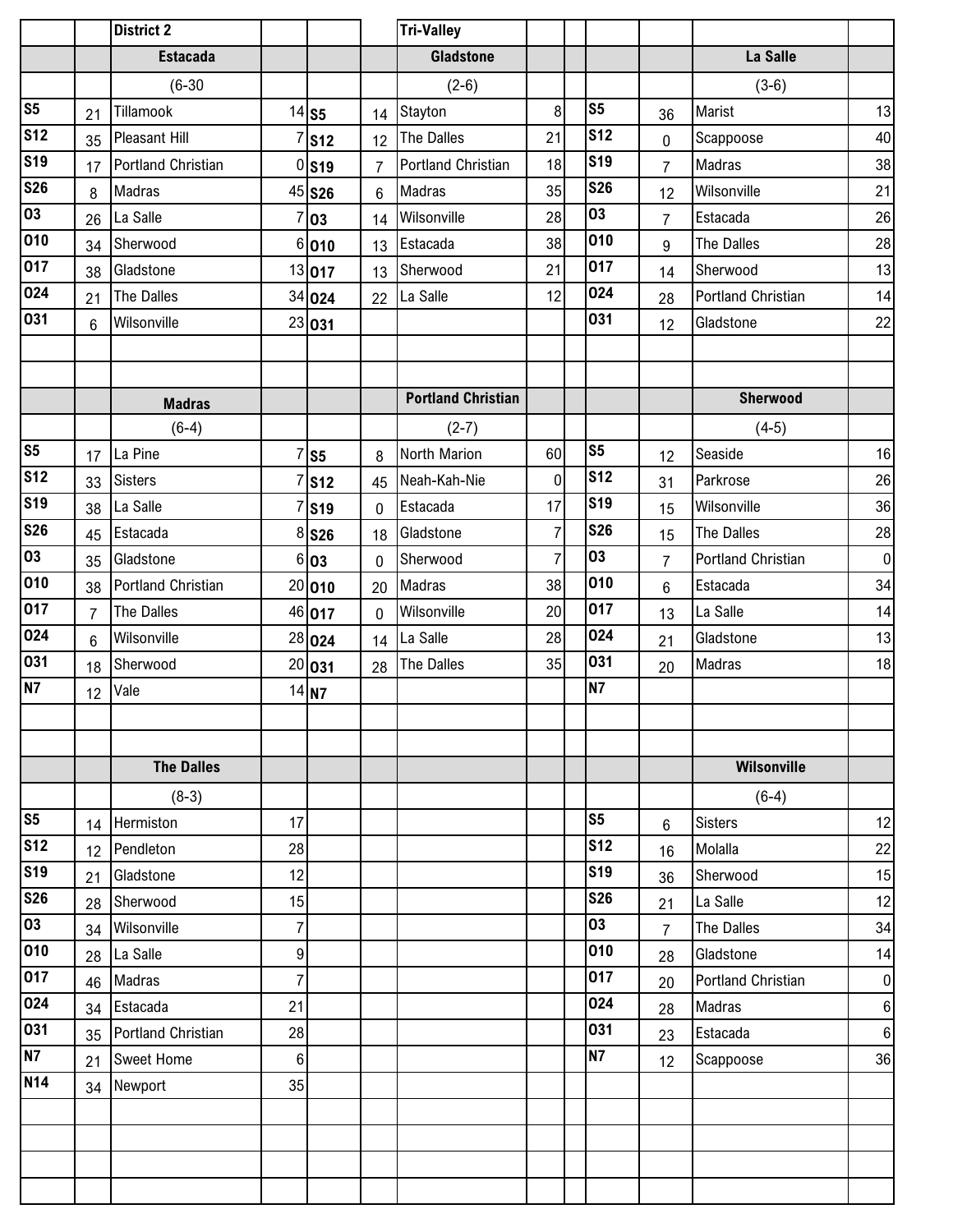| | | District 2 | | | | Tri-Valley | | | | | |
|---|---|---|---|---|---|---|---|---|---|---|---|
| | | **Estacada** | | | | **Gladstone** | | | | **La Salle** | |
| | | (6-30 | | | | (2-6) | | | | (3-6) | |
| S5 | 21 | Tillamook | 14 | S5 | 14 | Stayton | 8 | S5 | 36 | Marist | 13 |
| S12 | 35 | Pleasant Hill | 7 | S12 | 12 | The Dalles | 21 | S12 | 0 | Scappoose | 40 |
| S19 | 17 | Portland Christian | 0 | S19 | 7 | Portland Christian | 18 | S19 | 7 | Madras | 38 |
| S26 | 8 | Madras | 45 | S26 | 6 | Madras | 35 | S26 | 12 | Wilsonville | 21 |
| O3 | 26 | La Salle | 7 | O3 | 14 | Wilsonville | 28 | O3 | 7 | Estacada | 26 |
| O10 | 34 | Sherwood | 6 | O10 | 13 | Estacada | 38 | O10 | 9 | The Dalles | 28 |
| O17 | 38 | Gladstone | 13 | O17 | 13 | Sherwood | 21 | O17 | 14 | Sherwood | 13 |
| O24 | 21 | The Dalles | 34 | O24 | 22 | La Salle | 12 | O24 | 28 | Portland Christian | 14 |
| O31 | 6 | Wilsonville | 23 | O31 | | | | O31 | 12 | Gladstone | 22 |

| | | **Madras** | | | | **Portland Christian** | | | | **Sherwood** | |
|---|---|---|---|---|---|---|---|---|---|---|---|
| | | (6-4) | | | | (2-7) | | | | (4-5) | |
| S5 | 17 | La Pine | 7 | S5 | 8 | North Marion | 60 | S5 | 12 | Seaside | 16 |
| S12 | 33 | Sisters | 7 | S12 | 45 | Neah-Kah-Nie | 0 | S12 | 31 | Parkrose | 26 |
| S19 | 38 | La Salle | 7 | S19 | 0 | Estacada | 17 | S19 | 15 | Wilsonville | 36 |
| S26 | 45 | Estacada | 8 | S26 | 18 | Gladstone | 7 | S26 | 15 | The Dalles | 28 |
| O3 | 35 | Gladstone | 6 | O3 | 0 | Sherwood | 7 | O3 | 7 | Portland Christian | 0 |
| O10 | 38 | Portland Christian | 20 | O10 | 20 | Madras | 38 | O10 | 6 | Estacada | 34 |
| O17 | 7 | The Dalles | 46 | O17 | 0 | Wilsonville | 20 | O17 | 13 | La Salle | 14 |
| O24 | 6 | Wilsonville | 28 | O24 | 14 | La Salle | 28 | O24 | 21 | Gladstone | 13 |
| O31 | 18 | Sherwood | 20 | O31 | 28 | The Dalles | 35 | O31 | 20 | Madras | 18 |
| N7 | 12 | Vale | 14 | N7 | | | | N7 | | | |

| | | **The Dalles** | | | | | | | | **Wilsonville** | |
|---|---|---|---|---|---|---|---|---|---|---|---|
| | | (8-3) | | | | | | | | (6-4) | |
| S5 | 14 | Hermiston | 17 | | | | | S5 | 6 | Sisters | 12 |
| S12 | 12 | Pendleton | 28 | | | | | S12 | 16 | Molalla | 22 |
| S19 | 21 | Gladstone | 12 | | | | | S19 | 36 | Sherwood | 15 |
| S26 | 28 | Sherwood | 15 | | | | | S26 | 21 | La Salle | 12 |
| O3 | 34 | Wilsonville | 7 | | | | | O3 | 7 | The Dalles | 34 |
| O10 | 28 | La Salle | 9 | | | | | O10 | 28 | Gladstone | 14 |
| O17 | 46 | Madras | 7 | | | | | O17 | 20 | Portland Christian | 0 |
| O24 | 34 | Estacada | 21 | | | | | O24 | 28 | Madras | 6 |
| O31 | 35 | Portland Christian | 28 | | | | | O31 | 23 | Estacada | 6 |
| N7 | 21 | Sweet Home | 6 | | | | | N7 | 12 | Scappoose | 36 |
| N14 | 34 | Newport | 35 | | | | | | | | |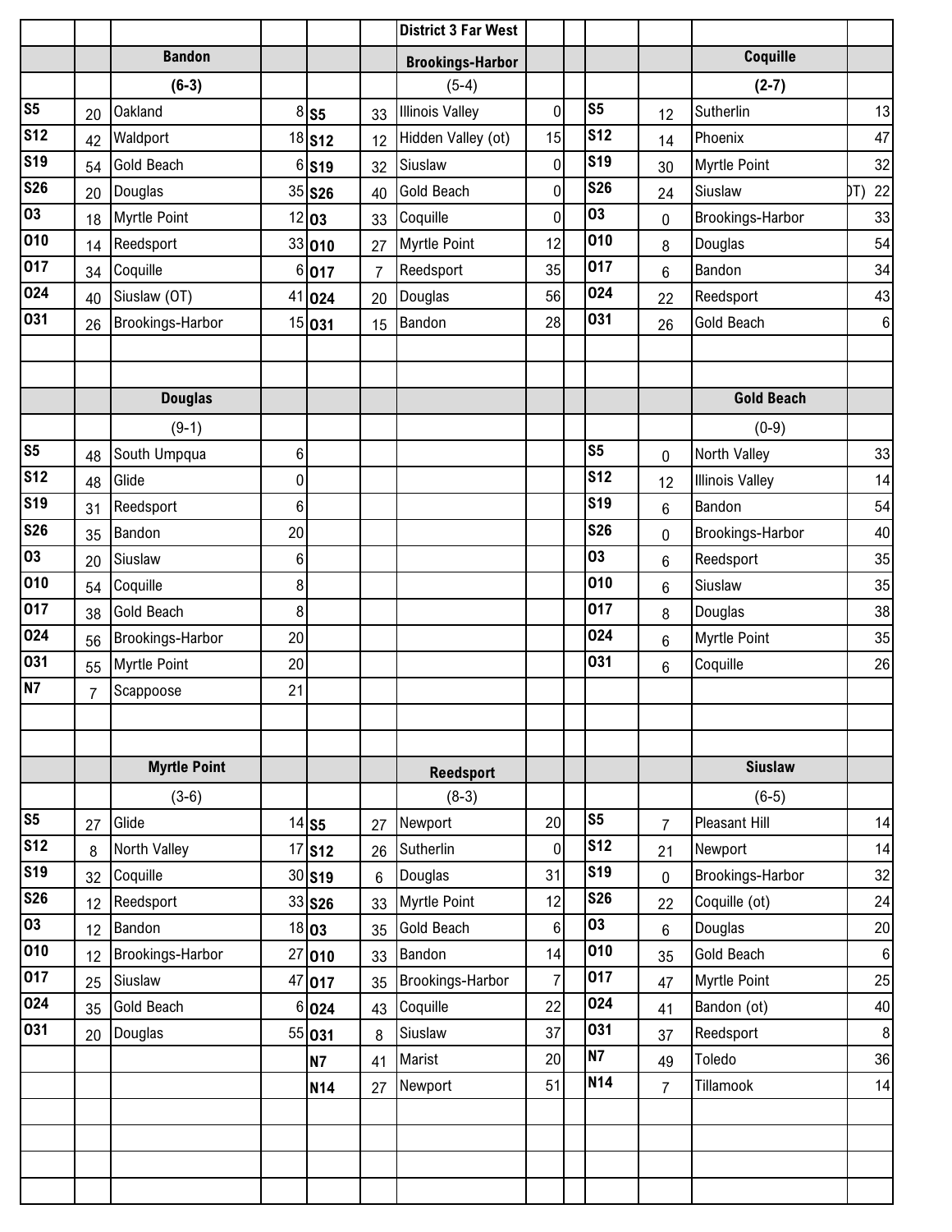## District 3 Far West

### Bandon (6-3)

| Date | Score | Opponent | Opp. Score |
|---|---|---|---|
| S5 | 20 | Oakland | 8 |
| S12 | 42 | Waldport | 18 |
| S19 | 54 | Gold Beach | 6 |
| S26 | 20 | Douglas | 35 |
| O3 | 18 | Myrtle Point | 12 |
| O10 | 14 | Reedsport | 33 |
| O17 | 34 | Coquille | 6 |
| O24 | 40 | Siuslaw (OT) | 41 |
| O31 | 26 | Brookings-Harbor | 15 |

### Brookings-Harbor (5-4)

| Date | Score | Opponent | Opp. Score |
|---|---|---|---|
| S5 | 33 | Illinois Valley | 0 |
| S12 | 12 | Hidden Valley (ot) | 15 |
| S19 | 32 | Siuslaw | 0 |
| S26 | 40 | Gold Beach | 0 |
| O3 | 33 | Coquille | 0 |
| O10 | 27 | Myrtle Point | 12 |
| O17 | 7 | Reedsport | 35 |
| O24 | 20 | Douglas | 56 |
| O31 | 15 | Bandon | 28 |

### Coquille (2-7)

| Date | Score | Opponent | Opp. Score |
|---|---|---|---|
| S5 | 12 | Sutherlin | 13 |
| S12 | 14 | Phoenix | 47 |
| S19 | 30 | Myrtle Point | 32 |
| S26 | 24 | Siuslaw (OT) | 22 |
| O3 | 0 | Brookings-Harbor | 33 |
| O10 | 8 | Douglas | 54 |
| O17 | 6 | Bandon | 34 |
| O24 | 22 | Reedsport | 43 |
| O31 | 26 | Gold Beach | 6 |

### Douglas (9-1)

| Date | Score | Opponent | Opp. Score |
|---|---|---|---|
| S5 | 48 | South Umpqua | 6 |
| S12 | 48 | Glide | 0 |
| S19 | 31 | Reedsport | 6 |
| S26 | 35 | Bandon | 20 |
| O3 | 20 | Siuslaw | 6 |
| O10 | 54 | Coquille | 8 |
| O17 | 38 | Gold Beach | 8 |
| O24 | 56 | Brookings-Harbor | 20 |
| O31 | 55 | Myrtle Point | 20 |
| N7 | 7 | Scappoose | 21 |

### Gold Beach (0-9)

| Date | Score | Opponent | Opp. Score |
|---|---|---|---|
| S5 | 0 | North Valley | 33 |
| S12 | 12 | Illinois Valley | 14 |
| S19 | 6 | Bandon | 54 |
| S26 | 0 | Brookings-Harbor | 40 |
| O3 | 6 | Reedsport | 35 |
| O10 | 6 | Siuslaw | 35 |
| O17 | 8 | Douglas | 38 |
| O24 | 6 | Myrtle Point | 35 |
| O31 | 6 | Coquille | 26 |

### Myrtle Point (3-6)

| Date | Score | Opponent | Opp. Score |
|---|---|---|---|
| S5 | 27 | Glide | 14 |
| S12 | 8 | North Valley | 17 |
| S19 | 32 | Coquille | 30 |
| S26 | 12 | Reedsport | 33 |
| O3 | 12 | Bandon | 18 |
| O10 | 12 | Brookings-Harbor | 27 |
| O17 | 25 | Siuslaw | 47 |
| O24 | 35 | Gold Beach | 6 |
| O31 | 20 | Douglas | 55 |

### Reedsport (8-3)

| Date | Score | Opponent | Opp. Score |
|---|---|---|---|
| S5 | 27 | Newport | 20 |
| S12 | 26 | Sutherlin | 0 |
| S19 | 6 | Douglas | 31 |
| S26 | 33 | Myrtle Point | 12 |
| O3 | 35 | Gold Beach | 6 |
| O10 | 33 | Bandon | 14 |
| O17 | 35 | Brookings-Harbor | 7 |
| O24 | 43 | Coquille | 22 |
| O31 | 8 | Siuslaw | 37 |
| N7 | 41 | Marist | 20 |
| N14 | 27 | Newport | 51 |

### Siuslaw (6-5)

| Date | Score | Opponent | Opp. Score |
|---|---|---|---|
| S5 | 7 | Pleasant Hill | 14 |
| S12 | 21 | Newport | 14 |
| S19 | 0 | Brookings-Harbor | 32 |
| S26 | 22 | Coquille (ot) | 24 |
| O3 | 6 | Douglas | 20 |
| O10 | 35 | Gold Beach | 6 |
| O17 | 47 | Myrtle Point | 25 |
| O24 | 41 | Bandon (ot) | 40 |
| O31 | 37 | Reedsport | 8 |
| N7 | 49 | Toledo | 36 |
| N14 | 7 | Tillamook | 14 |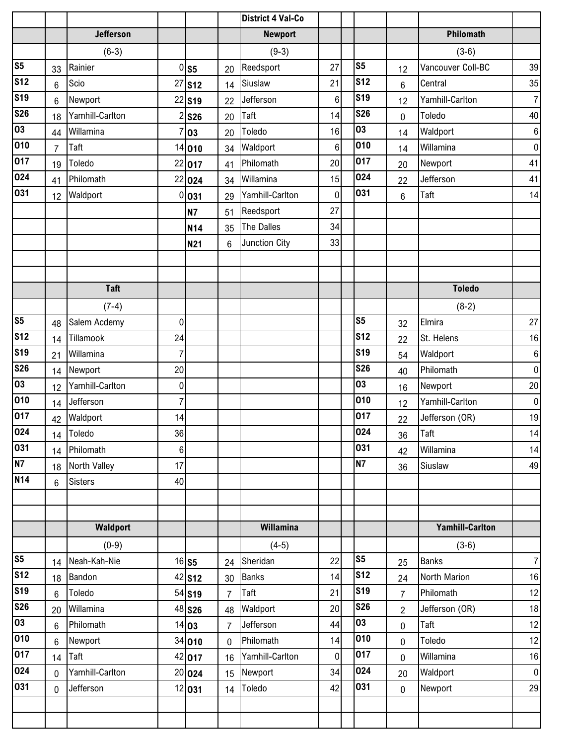## District 4 Val-Co

### Jefferson

(6-3)

| Date | Score | Opponent | Opp Score |
|---|---|---|---|
| S5 | 33 | Rainier | 0 |
| S12 | 6 | Scio | 27 |
| S19 | 6 | Newport | 22 |
| S26 | 18 | Yamhill-Carlton | 2 |
| O3 | 44 | Willamina | 7 |
| O10 | 7 | Taft | 14 |
| O17 | 19 | Toledo | 22 |
| O24 | 41 | Philomath | 22 |
| O31 | 12 | Waldport | 0 |

### Newport

(9-3)

| Date | Score | Opponent | Opp Score |
|---|---|---|---|
| S5 | 20 | Reedsport | 27 |
| S12 | 14 | Siuslaw | 21 |
| S19 | 22 | Jefferson | 6 |
| S26 | 20 | Taft | 14 |
| O3 | 20 | Toledo | 16 |
| O10 | 34 | Waldport | 6 |
| O17 | 41 | Philomath | 20 |
| O24 | 34 | Willamina | 15 |
| O31 | 29 | Yamhill-Carlton | 0 |
| N7 | 51 | Reedsport | 27 |
| N14 | 35 | The Dalles | 34 |
| N21 | 6 | Junction City | 33 |

### Philomath

(3-6)

| Date | Score | Opponent | Opp Score |
|---|---|---|---|
| S5 | 12 | Vancouver Coll-BC | 39 |
| S12 | 6 | Central | 35 |
| S19 | 12 | Yamhill-Carlton | 7 |
| S26 | 0 | Toledo | 40 |
| O3 | 14 | Waldport | 6 |
| O10 | 14 | Willamina | 0 |
| O17 | 20 | Newport | 41 |
| O24 | 22 | Jefferson | 41 |
| O31 | 6 | Taft | 14 |

### Taft

(7-4)

| Date | Score | Opponent | Opp Score |
|---|---|---|---|
| S5 | 48 | Salem Acdemy | 0 |
| S12 | 14 | Tillamook | 24 |
| S19 | 21 | Willamina | 7 |
| S26 | 14 | Newport | 20 |
| O3 | 12 | Yamhill-Carlton | 0 |
| O10 | 14 | Jefferson | 7 |
| O17 | 42 | Waldport | 14 |
| O24 | 14 | Toledo | 36 |
| O31 | 14 | Philomath | 6 |
| N7 | 18 | North Valley | 17 |
| N14 | 6 | Sisters | 40 |

### Toledo

(8-2)

| Date | Score | Opponent | Opp Score |
|---|---|---|---|
| S5 | 32 | Elmira | 27 |
| S12 | 22 | St. Helens | 16 |
| S19 | 54 | Waldport | 6 |
| S26 | 40 | Philomath | 0 |
| O3 | 16 | Newport | 20 |
| O10 | 12 | Yamhill-Carlton | 0 |
| O17 | 22 | Jefferson (OR) | 19 |
| O24 | 36 | Taft | 14 |
| O31 | 42 | Willamina | 14 |
| N7 | 36 | Siuslaw | 49 |

### Waldport

(0-9)

| Date | Score | Opponent | Opp Score |
|---|---|---|---|
| S5 | 14 | Neah-Kah-Nie | 16 |
| S12 | 18 | Bandon | 42 |
| S19 | 6 | Toledo | 54 |
| S26 | 20 | Willamina | 48 |
| O3 | 6 | Philomath | 14 |
| O10 | 6 | Newport | 34 |
| O17 | 14 | Taft | 42 |
| O24 | 0 | Yamhill-Carlton | 20 |
| O31 | 0 | Jefferson | 12 |

### Willamina

(4-5)

| Date | Score | Opponent | Opp Score |
|---|---|---|---|
| S5 | 24 | Sheridan | 22 |
| S12 | 30 | Banks | 14 |
| S19 | 7 | Taft | 21 |
| S26 | 48 | Waldport | 20 |
| O3 | 7 | Jefferson | 44 |
| O10 | 0 | Philomath | 14 |
| O17 | 16 | Yamhill-Carlton | 0 |
| O24 | 15 | Newport | 34 |
| O31 | 14 | Toledo | 42 |

### Yamhill-Carlton

(3-6)

| Date | Score | Opponent | Opp Score |
|---|---|---|---|
| S5 | 25 | Banks | 7 |
| S12 | 24 | North Marion | 16 |
| S19 | 7 | Philomath | 12 |
| S26 | 2 | Jefferson (OR) | 18 |
| O3 | 0 | Taft | 12 |
| O10 | 0 | Toledo | 12 |
| O17 | 0 | Willamina | 16 |
| O24 | 20 | Waldport | 0 |
| O31 | 0 | Newport | 29 |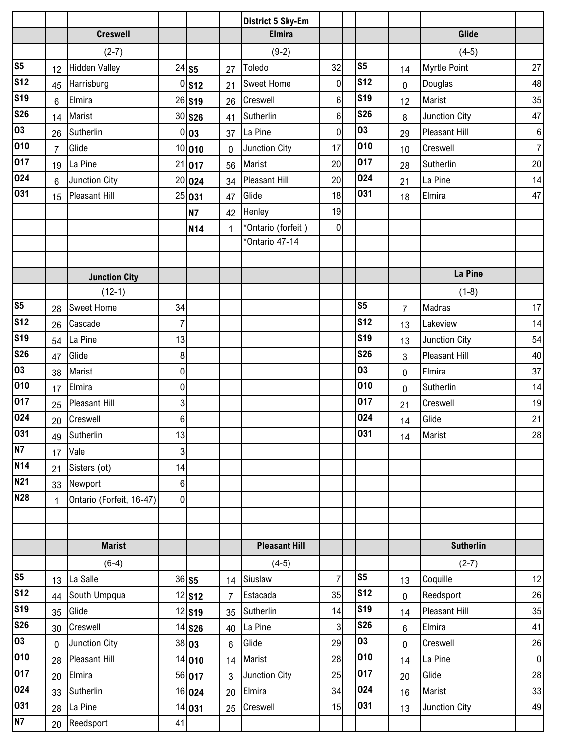## District 5 Sky-Em

| | | Creswell | | | | Elmira | | | | Glide | |
|---|---|---|---|---|---|---|---|---|---|---|---|
| | | (2-7) | | | | (9-2) | | | | (4-5) | |
| S5 | 12 | Hidden Valley | 24 | S5 | 27 | Toledo | 32 | S5 | 14 | Myrtle Point | 27 |
| S12 | 45 | Harrisburg | 0 | S12 | 21 | Sweet Home | 0 | S12 | 0 | Douglas | 48 |
| S19 | 6 | Elmira | 26 | S19 | 26 | Creswell | 6 | S19 | 12 | Marist | 35 |
| S26 | 14 | Marist | 30 | S26 | 41 | Sutherlin | 6 | S26 | 8 | Junction City | 47 |
| O3 | 26 | Sutherlin | 0 | O3 | 37 | La Pine | 0 | O3 | 29 | Pleasant Hill | 6 |
| O10 | 7 | Glide | 10 | O10 | 0 | Junction City | 17 | O10 | 10 | Creswell | 7 |
| O17 | 19 | La Pine | 21 | O17 | 56 | Marist | 20 | O17 | 28 | Sutherlin | 20 |
| O24 | 6 | Junction City | 20 | O24 | 34 | Pleasant Hill | 20 | O24 | 21 | La Pine | 14 |
| O31 | 15 | Pleasant Hill | 25 | O31 | 47 | Glide | 18 | O31 | 18 | Elmira | 47 |
| | | | | N7 | 42 | Henley | 19 | | | | |
| | | | | N14 | 1 | *Ontario (forfeit ) | 0 | | | | |
| | | | | | | *Ontario 47-14 | | | | | |

| | | Junction City | | | | | | | | La Pine | |
|---|---|---|---|---|---|---|---|---|---|---|---|
| | | (12-1) | | | | | | | | (1-8) | |
| S5 | 28 | Sweet Home | 34 | | | | | S5 | 7 | Madras | 17 |
| S12 | 26 | Cascade | 7 | | | | | S12 | 13 | Lakeview | 14 |
| S19 | 54 | La Pine | 13 | | | | | S19 | 13 | Junction City | 54 |
| S26 | 47 | Glide | 8 | | | | | S26 | 3 | Pleasant Hill | 40 |
| O3 | 38 | Marist | 0 | | | | | O3 | 0 | Elmira | 37 |
| O10 | 17 | Elmira | 0 | | | | | O10 | 0 | Sutherlin | 14 |
| O17 | 25 | Pleasant Hill | 3 | | | | | O17 | 21 | Creswell | 19 |
| O24 | 20 | Creswell | 6 | | | | | O24 | 14 | Glide | 21 |
| O31 | 49 | Sutherlin | 13 | | | | | O31 | 14 | Marist | 28 |
| N7 | 17 | Vale | 3 | | | | | | | | |
| N14 | 21 | Sisters (ot) | 14 | | | | | | | | |
| N21 | 33 | Newport | 6 | | | | | | | | |
| N28 | 1 | Ontario (Forfeit, 16-47) | 0 | | | | | | | | |

| | | Marist | | | | Pleasant Hill | | | | Sutherlin | |
|---|---|---|---|---|---|---|---|---|---|---|---|
| | | (6-4) | | | | (4-5) | | | | (2-7) | |
| S5 | 13 | La Salle | 36 | S5 | 14 | Siuslaw | 7 | S5 | 13 | Coquille | 12 |
| S12 | 44 | South Umpqua | 12 | S12 | 7 | Estacada | 35 | S12 | 0 | Reedsport | 26 |
| S19 | 35 | Glide | 12 | S19 | 35 | Sutherlin | 14 | S19 | 14 | Pleasant Hill | 35 |
| S26 | 30 | Creswell | 14 | S26 | 40 | La Pine | 3 | S26 | 6 | Elmira | 41 |
| O3 | 0 | Junction City | 38 | O3 | 6 | Glide | 29 | O3 | 0 | Creswell | 26 |
| O10 | 28 | Pleasant Hill | 14 | O10 | 14 | Marist | 28 | O10 | 14 | La Pine | 0 |
| O17 | 20 | Elmira | 56 | O17 | 3 | Junction City | 25 | O17 | 20 | Glide | 28 |
| O24 | 33 | Sutherlin | 16 | O24 | 20 | Elmira | 34 | O24 | 16 | Marist | 33 |
| O31 | 28 | La Pine | 14 | O31 | 25 | Creswell | 15 | O31 | 13 | Junction City | 49 |
| N7 | 20 | Reedsport | 41 | | | | | | | | |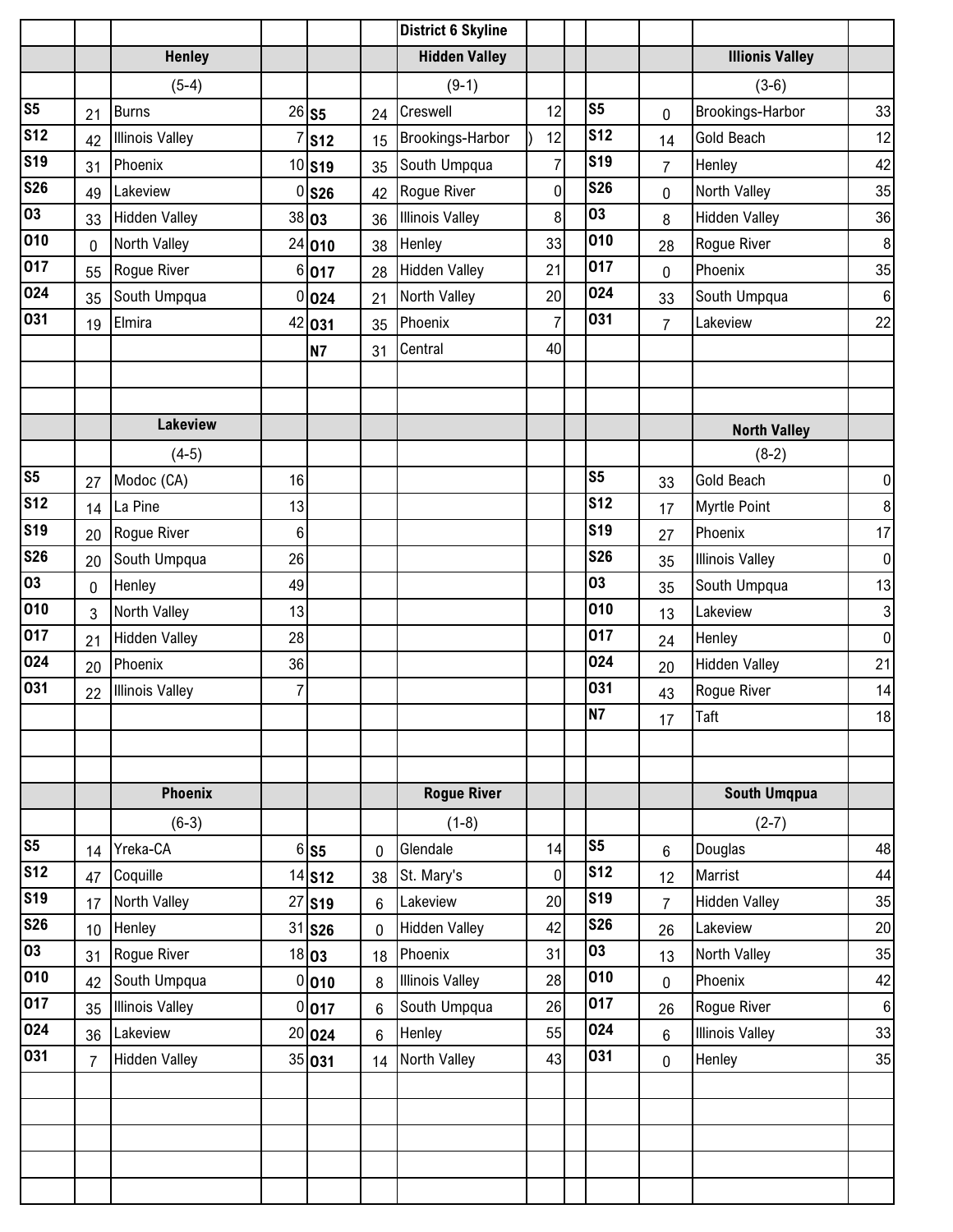## District 6 Skyline

### Henley

(5-4)

| Date | Score | Opponent | Opp Score |
|---|---|---|---|
| S5 | 21 | Burns | 26 |
| S12 | 42 | Illinois Valley | 7 |
| S19 | 31 | Phoenix | 10 |
| S26 | 49 | Lakeview | 0 |
| O3 | 33 | Hidden Valley | 38 |
| O10 | 0 | North Valley | 24 |
| O17 | 55 | Rogue River | 6 |
| O24 | 35 | South Umpqua | 0 |
| O31 | 19 | Elmira | 42 |

### Hidden Valley

(9-1)

| Date | Score | Opponent | Opp Score |
|---|---|---|---|
| S5 | 24 | Creswell | 12 |
| S12 | 15 | Brookings-Harbor ) | 12 |
| S19 | 35 | South Umpqua | 7 |
| S26 | 42 | Rogue River | 0 |
| O3 | 36 | Illinois Valley | 8 |
| O10 | 38 | Henley | 33 |
| O17 | 28 | Hidden Valley | 21 |
| O24 | 21 | North Valley | 20 |
| O31 | 35 | Phoenix | 7 |
| N7 | 31 | Central | 40 |

### Illionis Valley

(3-6)

| Date | Score | Opponent | Opp Score |
|---|---|---|---|
| S5 | 0 | Brookings-Harbor | 33 |
| S12 | 14 | Gold Beach | 12 |
| S19 | 7 | Henley | 42 |
| S26 | 0 | North Valley | 35 |
| O3 | 8 | Hidden Valley | 36 |
| O10 | 28 | Rogue River | 8 |
| O17 | 0 | Phoenix | 35 |
| O24 | 33 | South Umpqua | 6 |
| O31 | 7 | Lakeview | 22 |

### Lakeview

(4-5)

| Date | Score | Opponent | Opp Score |
|---|---|---|---|
| S5 | 27 | Modoc (CA) | 16 |
| S12 | 14 | La Pine | 13 |
| S19 | 20 | Rogue River | 6 |
| S26 | 20 | South Umpqua | 26 |
| O3 | 0 | Henley | 49 |
| O10 | 3 | North Valley | 13 |
| O17 | 21 | Hidden Valley | 28 |
| O24 | 20 | Phoenix | 36 |
| O31 | 22 | Illinois Valley | 7 |

### North Valley

(8-2)

| Date | Score | Opponent | Opp Score |
|---|---|---|---|
| S5 | 33 | Gold Beach | 0 |
| S12 | 17 | Myrtle Point | 8 |
| S19 | 27 | Phoenix | 17 |
| S26 | 35 | Illinois Valley | 0 |
| O3 | 35 | South Umpqua | 13 |
| O10 | 13 | Lakeview | 3 |
| O17 | 24 | Henley | 0 |
| O24 | 20 | Hidden Valley | 21 |
| O31 | 43 | Rogue River | 14 |
| N7 | 17 | Taft | 18 |

### Phoenix

(6-3)

| Date | Score | Opponent | Opp Score |
|---|---|---|---|
| S5 | 14 | Yreka-CA | 6 |
| S12 | 47 | Coquille | 14 |
| S19 | 17 | North Valley | 27 |
| S26 | 10 | Henley | 31 |
| O3 | 31 | Rogue River | 18 |
| O10 | 42 | South Umpqua | 0 |
| O17 | 35 | Illinois Valley | 0 |
| O24 | 36 | Lakeview | 20 |
| O31 | 7 | Hidden Valley | 35 |

### Rogue River

(1-8)

| Date | Score | Opponent | Opp Score |
|---|---|---|---|
| S5 | 0 | Glendale | 14 |
| S12 | 38 | St. Mary's | 0 |
| S19 | 6 | Lakeview | 20 |
| S26 | 0 | Hidden Valley | 42 |
| O3 | 18 | Phoenix | 31 |
| O10 | 8 | Illinois Valley | 28 |
| O17 | 6 | South Umpqua | 26 |
| O24 | 6 | Henley | 55 |
| O31 | 14 | North Valley | 43 |

### South Umqpua

(2-7)

| Date | Score | Opponent | Opp Score |
|---|---|---|---|
| S5 | 6 | Douglas | 48 |
| S12 | 12 | Marrist | 44 |
| S19 | 7 | Hidden Valley | 35 |
| S26 | 26 | Lakeview | 20 |
| O3 | 13 | North Valley | 35 |
| O10 | 0 | Phoenix | 42 |
| O17 | 26 | Rogue River | 6 |
| O24 | 6 | Illinois Valley | 33 |
| O31 | 0 | Henley | 35 |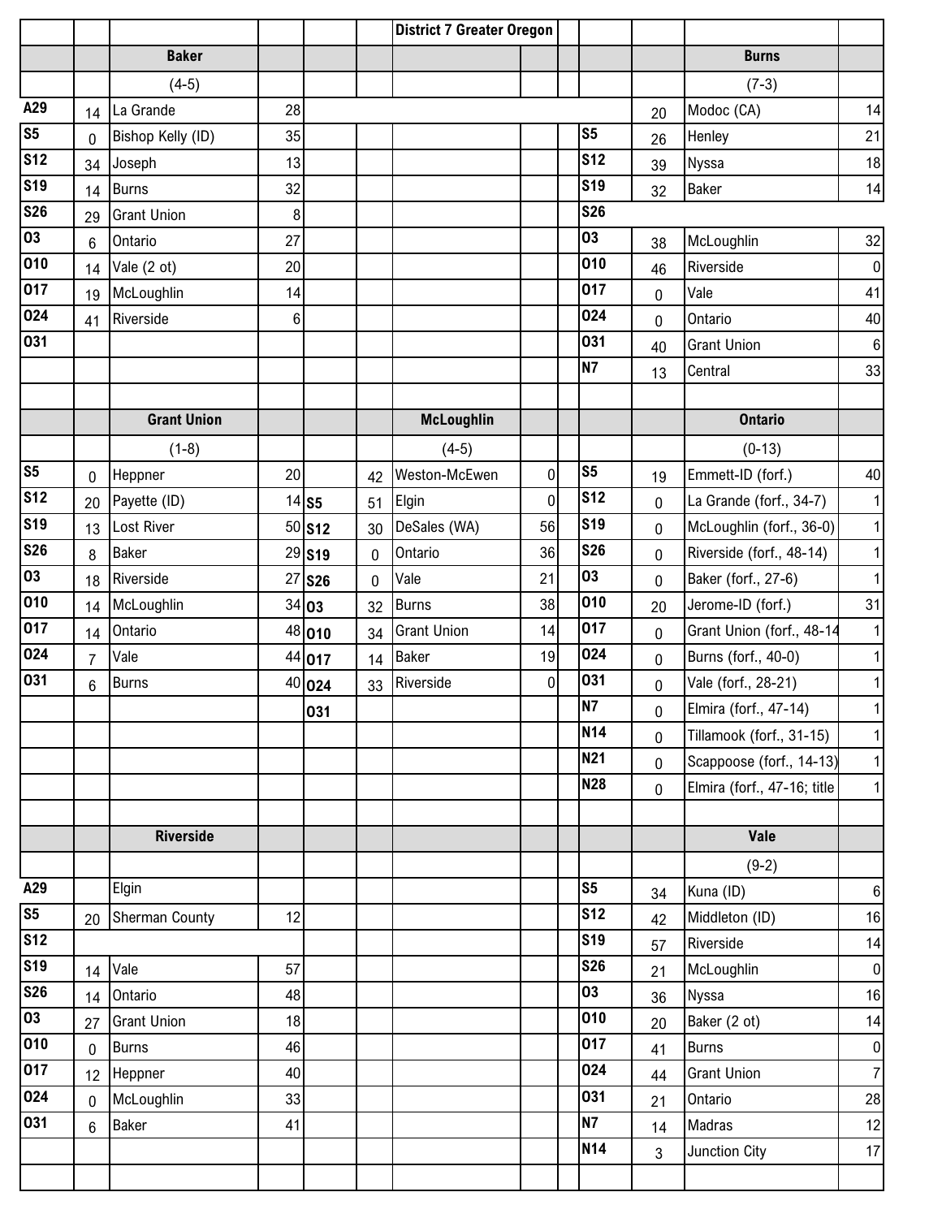# District 7 Greater Oregon

## Baker

(4-5)

| Date | Score | Opponent | Opp. Score |
|---|---|---|---|
| A29 | 14 | La Grande | 28 |
| S5 | 0 | Bishop Kelly (ID) | 35 |
| S12 | 34 | Joseph | 13 |
| S19 | 14 | Burns | 32 |
| S26 | 29 | Grant Union | 8 |
| O3 | 6 | Ontario | 27 |
| O10 | 14 | Vale (2 ot) | 20 |
| O17 | 19 | McLoughlin | 14 |
| O24 | 41 | Riverside | 6 |
| O31 | | | |

## Burns

(7-3)

| Date | Score | Opponent | Opp. Score |
|---|---|---|---|
| | 20 | Modoc (CA) | 14 |
| S5 | 26 | Henley | 21 |
| S12 | 39 | Nyssa | 18 |
| S19 | 32 | Baker | 14 |
| S26 | | | |
| O3 | 38 | McLoughlin | 32 |
| O10 | 46 | Riverside | 0 |
| O17 | 0 | Vale | 41 |
| O24 | 0 | Ontario | 40 |
| O31 | 40 | Grant Union | 6 |
| N7 | 13 | Central | 33 |

## Grant Union

(1-8)

| Date | Score | Opponent | Opp. Score |
|---|---|---|---|
| S5 | 0 | Heppner | 20 |
| S12 | 20 | Payette (ID) | 14 |
| S19 | 13 | Lost River | 50 |
| S26 | 8 | Baker | 29 |
| O3 | 18 | Riverside | 27 |
| O10 | 14 | McLoughlin | 34 |
| O17 | 14 | Ontario | 48 |
| O24 | 7 | Vale | 44 |
| O31 | 6 | Burns | 40 |

## McLoughlin

(4-5)

| Date | Score | Opponent | Opp. Score |
|---|---|---|---|
| | 42 | Weston-McEwen | 0 |
| S5 | 51 | Elgin | 0 |
| S12 | 30 | DeSales (WA) | 56 |
| S19 | 0 | Ontario | 36 |
| S26 | 0 | Vale | 21 |
| O3 | 32 | Burns | 38 |
| O10 | 34 | Grant Union | 14 |
| O17 | 14 | Baker | 19 |
| O24 | 33 | Riverside | 0 |
| O31 | | | |

## Ontario

(0-13)

| Date | Score | Opponent | Opp. Score |
|---|---|---|---|
| S5 | 19 | Emmett-ID (forf.) | 40 |
| S12 | 0 | La Grande (forf., 34-7) | 1 |
| S19 | 0 | McLoughlin (forf., 36-0) | 1 |
| S26 | 0 | Riverside (forf., 48-14) | 1 |
| O3 | 0 | Baker (forf., 27-6) | 1 |
| O10 | 20 | Jerome-ID (forf.) | 31 |
| O17 | 0 | Grant Union (forf., 48-14 | 1 |
| O24 | 0 | Burns (forf., 40-0) | 1 |
| O31 | 0 | Vale (forf., 28-21) | 1 |
| N7 | 0 | Elmira (forf., 47-14) | 1 |
| N14 | 0 | Tillamook (forf., 31-15) | 1 |
| N21 | 0 | Scappoose (forf., 14-13) | 1 |
| N28 | 0 | Elmira (forf., 47-16; title | 1 |

## Riverside

| Date | Score | Opponent | Opp. Score |
|---|---|---|---|
| A29 | | Elgin | |
| S5 | 20 | Sherman County | 12 |
| S12 | | | |
| S19 | 14 | Vale | 57 |
| S26 | 14 | Ontario | 48 |
| O3 | 27 | Grant Union | 18 |
| O10 | 0 | Burns | 46 |
| O17 | 12 | Heppner | 40 |
| O24 | 0 | McLoughlin | 33 |
| O31 | 6 | Baker | 41 |

## Vale

(9-2)

| Date | Score | Opponent | Opp. Score |
|---|---|---|---|
| S5 | 34 | Kuna (ID) | 6 |
| S12 | 42 | Middleton (ID) | 16 |
| S19 | 57 | Riverside | 14 |
| S26 | 21 | McLoughlin | 0 |
| O3 | 36 | Nyssa | 16 |
| O10 | 20 | Baker (2 ot) | 14 |
| O17 | 41 | Burns | 0 |
| O24 | 44 | Grant Union | 7 |
| O31 | 21 | Ontario | 28 |
| N7 | 14 | Madras | 12 |
| N14 | 3 | Junction City | 17 |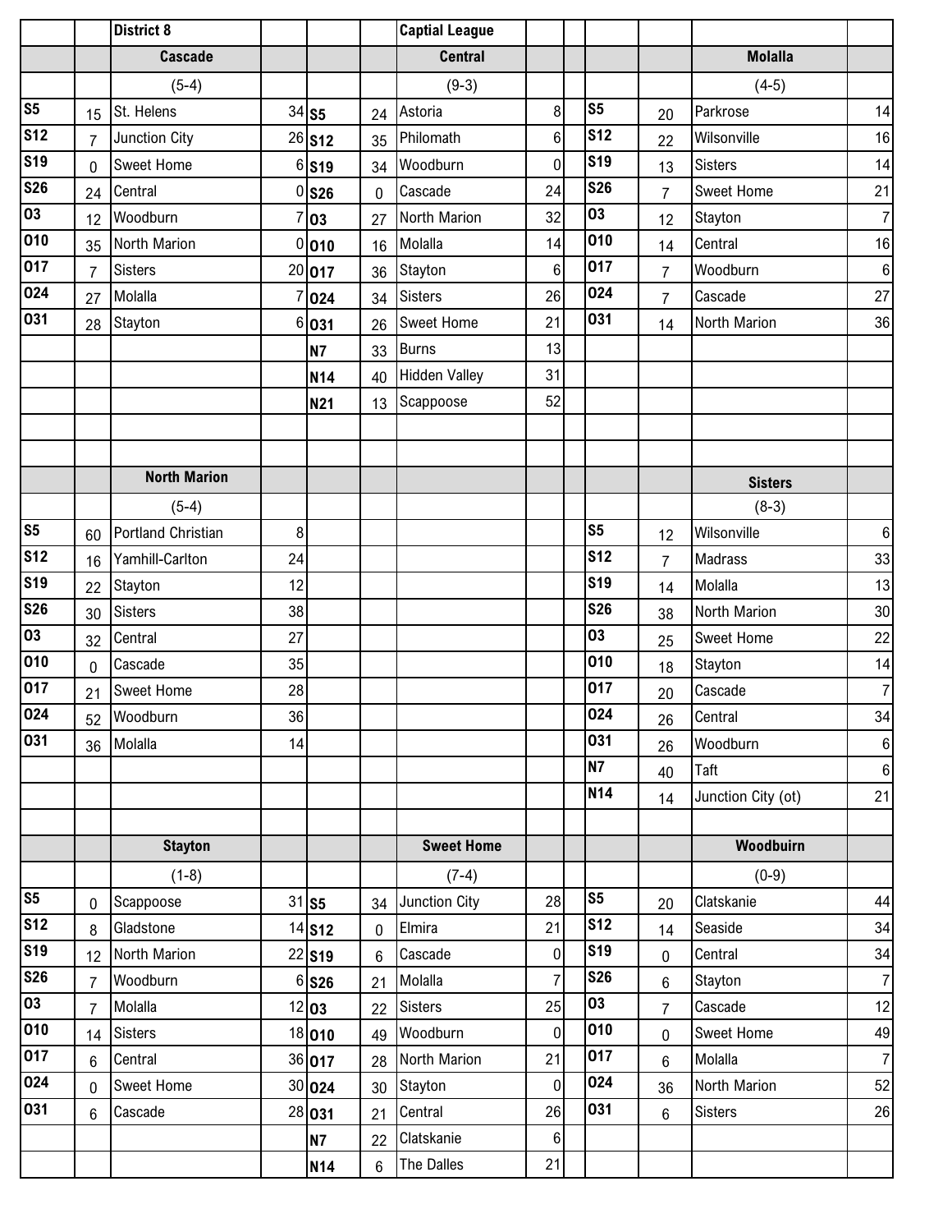| | | | | | | | | | | | |
|---|---|---|---|---|---|---|---|---|---|---|---|
| | | District 8 | | | | Captial League | | | | | |
| | | **Cascade** | | | | **Central** | | | | **Molalla** | |
| | | (5-4) | | | | (9-3) | | | | (4-5) | |
| **S5** | 15 | St. Helens | 34 | **S5** | 24 | Astoria | 8 | **S5** | 20 | Parkrose | 14 |
| **S12** | 7 | Junction City | 26 | **S12** | 35 | Philomath | 6 | **S12** | 22 | Wilsonville | 16 |
| **S19** | 0 | Sweet Home | 6 | **S19** | 34 | Woodburn | 0 | **S19** | 13 | Sisters | 14 |
| **S26** | 24 | Central | 0 | **S26** | 0 | Cascade | 24 | **S26** | 7 | Sweet Home | 21 |
| **O3** | 12 | Woodburn | 7 | **O3** | 27 | North Marion | 32 | **O3** | 12 | Stayton | 7 |
| **O10** | 35 | North Marion | 0 | **O10** | 16 | Molalla | 14 | **O10** | 14 | Central | 16 |
| **O17** | 7 | Sisters | 20 | **O17** | 36 | Stayton | 6 | **O17** | 7 | Woodburn | 6 |
| **O24** | 27 | Molalla | 7 | **O24** | 34 | Sisters | 26 | **O24** | 7 | Cascade | 27 |
| **O31** | 28 | Stayton | 6 | **O31** | 26 | Sweet Home | 21 | **O31** | 14 | North Marion | 36 |
| | | | | **N7** | 33 | Burns | 13 | | | | |
| | | | | **N14** | 40 | Hidden Valley | 31 | | | | |
| | | | | **N21** | 13 | Scappoose | 52 | | | | |
| | | **North Marion** | | | | | | | | **Sisters** | |
| | | (5-4) | | | | | | | | (8-3) | |
| **S5** | 60 | Portland Christian | 8 | | | | | **S5** | 12 | Wilsonville | 6 |
| **S12** | 16 | Yamhill-Carlton | 24 | | | | | **S12** | 7 | Madrass | 33 |
| **S19** | 22 | Stayton | 12 | | | | | **S19** | 14 | Molalla | 13 |
| **S26** | 30 | Sisters | 38 | | | | | **S26** | 38 | North Marion | 30 |
| **O3** | 32 | Central | 27 | | | | | **O3** | 25 | Sweet Home | 22 |
| **O10** | 0 | Cascade | 35 | | | | | **O10** | 18 | Stayton | 14 |
| **O17** | 21 | Sweet Home | 28 | | | | | **O17** | 20 | Cascade | 7 |
| **O24** | 52 | Woodburn | 36 | | | | | **O24** | 26 | Central | 34 |
| **O31** | 36 | Molalla | 14 | | | | | **O31** | 26 | Woodburn | 6 |
| | | | | | | | | **N7** | 40 | Taft | 6 |
| | | | | | | | | **N14** | 14 | Junction City (ot) | 21 |
| | | **Stayton** | | | | **Sweet Home** | | | | **Woodbuirn** | |
| | | (1-8) | | | | (7-4) | | | | (0-9) | |
| **S5** | 0 | Scappoose | 31 | **S5** | 34 | Junction City | 28 | **S5** | 20 | Clatskanie | 44 |
| **S12** | 8 | Gladstone | 14 | **S12** | 0 | Elmira | 21 | **S12** | 14 | Seaside | 34 |
| **S19** | 12 | North Marion | 22 | **S19** | 6 | Cascade | 0 | **S19** | 0 | Central | 34 |
| **S26** | 7 | Woodburn | 6 | **S26** | 21 | Molalla | 7 | **S26** | 6 | Stayton | 7 |
| **O3** | 7 | Molalla | 12 | **O3** | 22 | Sisters | 25 | **O3** | 7 | Cascade | 12 |
| **O10** | 14 | Sisters | 18 | **O10** | 49 | Woodburn | 0 | **O10** | 0 | Sweet Home | 49 |
| **O17** | 6 | Central | 36 | **O17** | 28 | North Marion | 21 | **O17** | 6 | Molalla | 7 |
| **O24** | 0 | Sweet Home | 30 | **O24** | 30 | Stayton | 0 | **O24** | 36 | North Marion | 52 |
| **O31** | 6 | Cascade | 28 | **O31** | 21 | Central | 26 | **O31** | 6 | Sisters | 26 |
| | | | | **N7** | 22 | Clatskanie | 6 | | | | |
| | | | | **N14** | 6 | The Dalles | 21 | | | | |